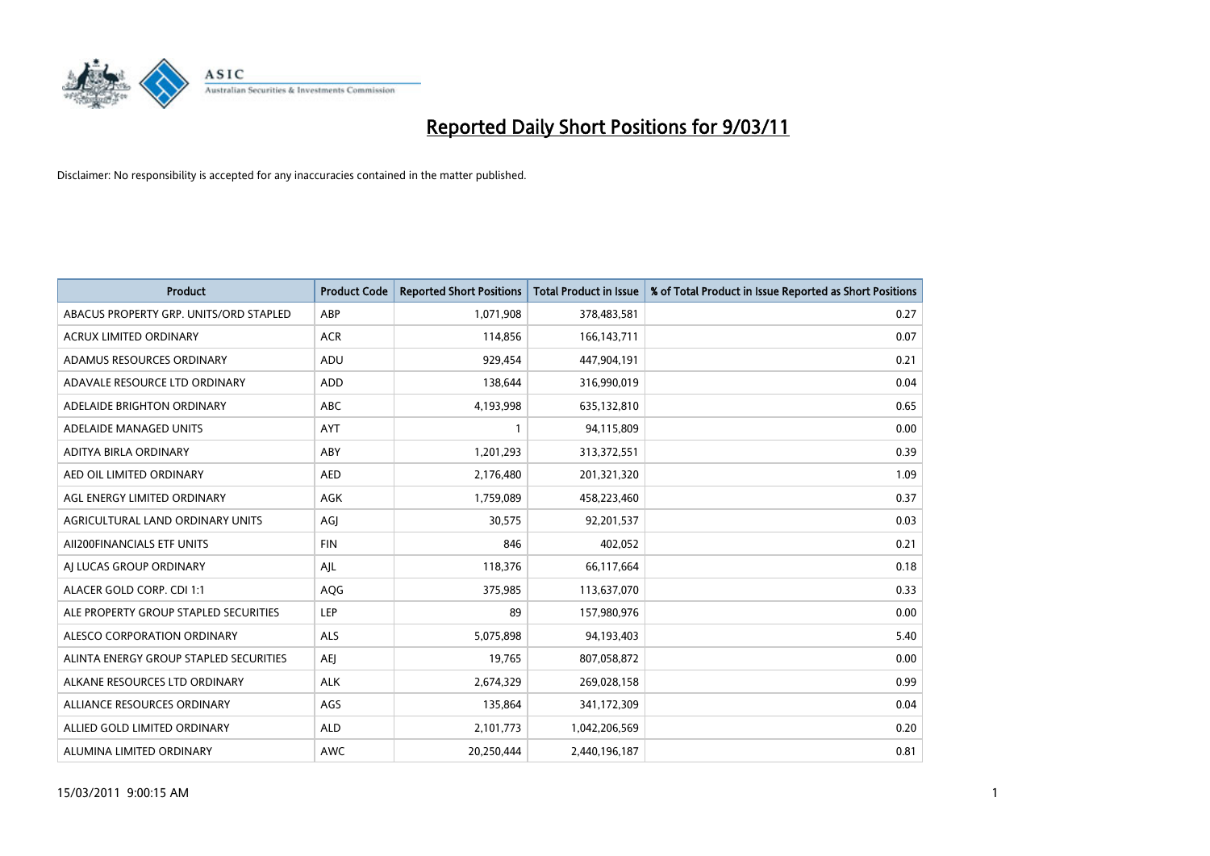# Reported Daily Short Positions for 9/03/11

Disclaimer: No responsibility is accepted for any inaccuracies contained in the matter published.

| Product | Product Code | Reported Short Positions | Total Product in Issue | % of Total Product in Issue Reported as Short Positions |
|---|---|---|---|---|
| ABACUS PROPERTY GRP. UNITS/ORD STAPLED | ABP | 1,071,908 | 378,483,581 | 0.27 |
| ACRUX LIMITED ORDINARY | ACR | 114,856 | 166,143,711 | 0.07 |
| ADAMUS RESOURCES ORDINARY | ADU | 929,454 | 447,904,191 | 0.21 |
| ADAVALE RESOURCE LTD ORDINARY | ADD | 138,644 | 316,990,019 | 0.04 |
| ADELAIDE BRIGHTON ORDINARY | ABC | 4,193,998 | 635,132,810 | 0.65 |
| ADELAIDE MANAGED UNITS | AYT | 1 | 94,115,809 | 0.00 |
| ADITYA BIRLA ORDINARY | ABY | 1,201,293 | 313,372,551 | 0.39 |
| AED OIL LIMITED ORDINARY | AED | 2,176,480 | 201,321,320 | 1.09 |
| AGL ENERGY LIMITED ORDINARY | AGK | 1,759,089 | 458,223,460 | 0.37 |
| AGRICULTURAL LAND ORDINARY UNITS | AGJ | 30,575 | 92,201,537 | 0.03 |
| AII200FINANCIALS ETF UNITS | FIN | 846 | 402,052 | 0.21 |
| AJ LUCAS GROUP ORDINARY | AJL | 118,376 | 66,117,664 | 0.18 |
| ALACER GOLD CORP. CDI 1:1 | AQG | 375,985 | 113,637,070 | 0.33 |
| ALE PROPERTY GROUP STAPLED SECURITIES | LEP | 89 | 157,980,976 | 0.00 |
| ALESCO CORPORATION ORDINARY | ALS | 5,075,898 | 94,193,403 | 5.40 |
| ALINTA ENERGY GROUP STAPLED SECURITIES | AEJ | 19,765 | 807,058,872 | 0.00 |
| ALKANE RESOURCES LTD ORDINARY | ALK | 2,674,329 | 269,028,158 | 0.99 |
| ALLIANCE RESOURCES ORDINARY | AGS | 135,864 | 341,172,309 | 0.04 |
| ALLIED GOLD LIMITED ORDINARY | ALD | 2,101,773 | 1,042,206,569 | 0.20 |
| ALUMINA LIMITED ORDINARY | AWC | 20,250,444 | 2,440,196,187 | 0.81 |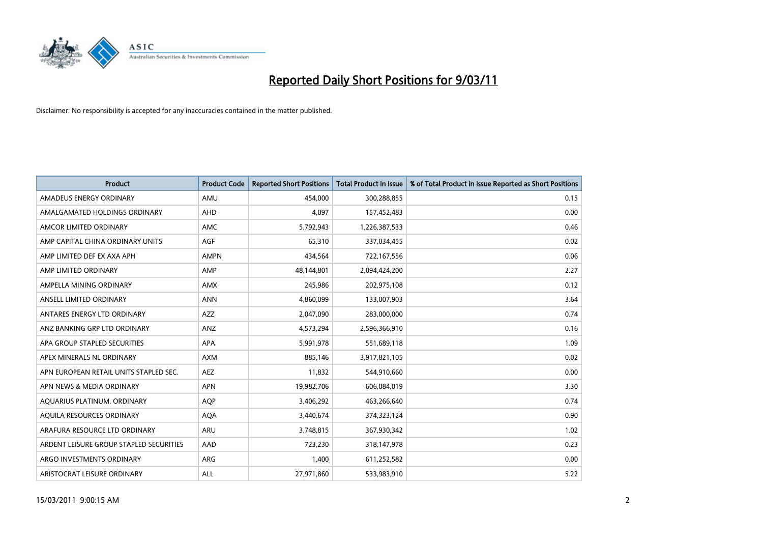# Reported Daily Short Positions for 9/03/11

Disclaimer: No responsibility is accepted for any inaccuracies contained in the matter published.

| Product | Product Code | Reported Short Positions | Total Product in Issue | % of Total Product in Issue Reported as Short Positions |
| --- | --- | --- | --- | --- |
| AMADEUS ENERGY ORDINARY | AMU | 454,000 | 300,288,855 | 0.15 |
| AMALGAMATED HOLDINGS ORDINARY | AHD | 4,097 | 157,452,483 | 0.00 |
| AMCOR LIMITED ORDINARY | AMC | 5,792,943 | 1,226,387,533 | 0.46 |
| AMP CAPITAL CHINA ORDINARY UNITS | AGF | 65,310 | 337,034,455 | 0.02 |
| AMP LIMITED DEF EX AXA APH | AMPN | 434,564 | 722,167,556 | 0.06 |
| AMP LIMITED ORDINARY | AMP | 48,144,801 | 2,094,424,200 | 2.27 |
| AMPELLA MINING ORDINARY | AMX | 245,986 | 202,975,108 | 0.12 |
| ANSELL LIMITED ORDINARY | ANN | 4,860,099 | 133,007,903 | 3.64 |
| ANTARES ENERGY LTD ORDINARY | AZZ | 2,047,090 | 283,000,000 | 0.74 |
| ANZ BANKING GRP LTD ORDINARY | ANZ | 4,573,294 | 2,596,366,910 | 0.16 |
| APA GROUP STAPLED SECURITIES | APA | 5,991,978 | 551,689,118 | 1.09 |
| APEX MINERALS NL ORDINARY | AXM | 885,146 | 3,917,821,105 | 0.02 |
| APN EUROPEAN RETAIL UNITS STAPLED SEC. | AEZ | 11,832 | 544,910,660 | 0.00 |
| APN NEWS & MEDIA ORDINARY | APN | 19,982,706 | 606,084,019 | 3.30 |
| AQUARIUS PLATINUM. ORDINARY | AQP | 3,406,292 | 463,266,640 | 0.74 |
| AQUILA RESOURCES ORDINARY | AQA | 3,440,674 | 374,323,124 | 0.90 |
| ARAFURA RESOURCE LTD ORDINARY | ARU | 3,748,815 | 367,930,342 | 1.02 |
| ARDENT LEISURE GROUP STAPLED SECURITIES | AAD | 723,230 | 318,147,978 | 0.23 |
| ARGO INVESTMENTS ORDINARY | ARG | 1,400 | 611,252,582 | 0.00 |
| ARISTOCRAT LEISURE ORDINARY | ALL | 27,971,860 | 533,983,910 | 5.22 |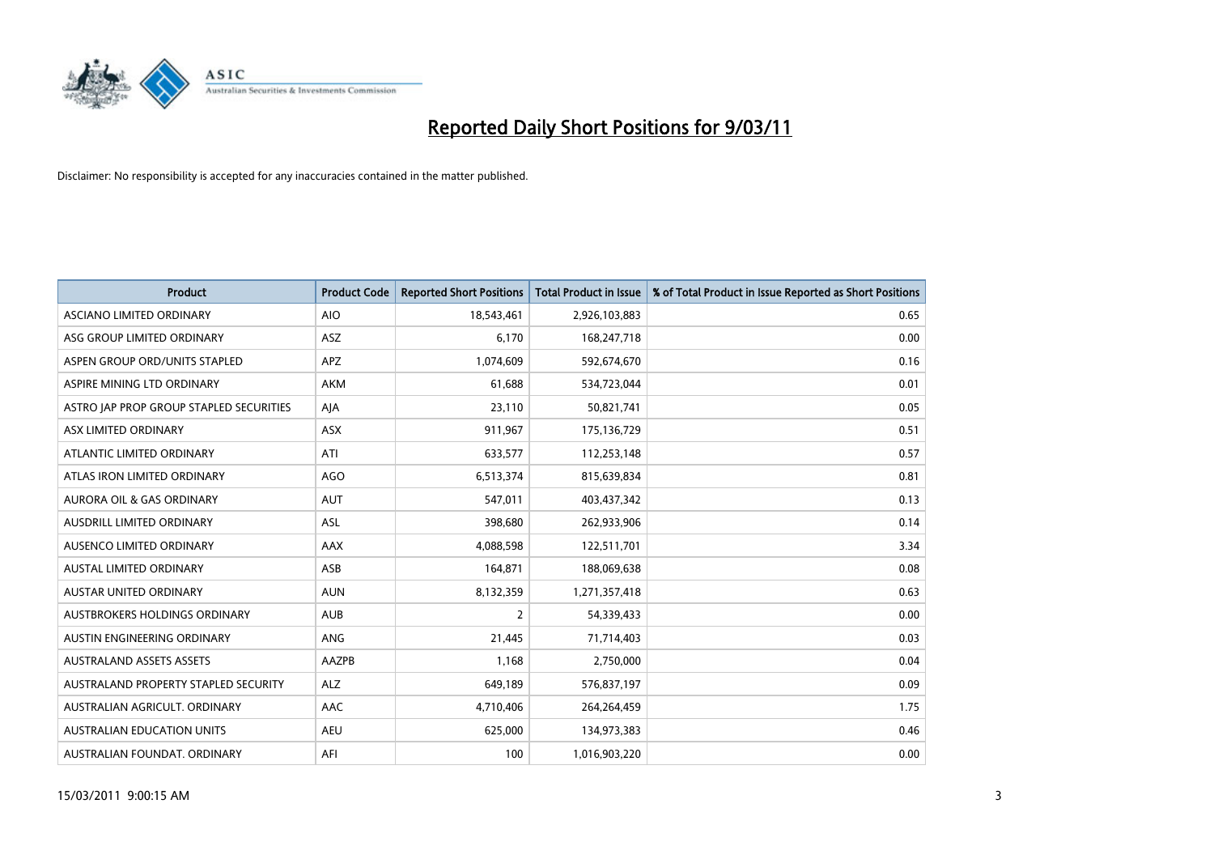# Reported Daily Short Positions for 9/03/11

Disclaimer: No responsibility is accepted for any inaccuracies contained in the matter published.

| Product | Product Code | Reported Short Positions | Total Product in Issue | % of Total Product in Issue Reported as Short Positions |
|---|---|---|---|---|
| ASCIANO LIMITED ORDINARY | AIO | 18,543,461 | 2,926,103,883 | 0.65 |
| ASG GROUP LIMITED ORDINARY | ASZ | 6,170 | 168,247,718 | 0.00 |
| ASPEN GROUP ORD/UNITS STAPLED | APZ | 1,074,609 | 592,674,670 | 0.16 |
| ASPIRE MINING LTD ORDINARY | AKM | 61,688 | 534,723,044 | 0.01 |
| ASTRO JAP PROP GROUP STAPLED SECURITIES | AJA | 23,110 | 50,821,741 | 0.05 |
| ASX LIMITED ORDINARY | ASX | 911,967 | 175,136,729 | 0.51 |
| ATLANTIC LIMITED ORDINARY | ATI | 633,577 | 112,253,148 | 0.57 |
| ATLAS IRON LIMITED ORDINARY | AGO | 6,513,374 | 815,639,834 | 0.81 |
| AURORA OIL & GAS ORDINARY | AUT | 547,011 | 403,437,342 | 0.13 |
| AUSDRILL LIMITED ORDINARY | ASL | 398,680 | 262,933,906 | 0.14 |
| AUSENCO LIMITED ORDINARY | AAX | 4,088,598 | 122,511,701 | 3.34 |
| AUSTAL LIMITED ORDINARY | ASB | 164,871 | 188,069,638 | 0.08 |
| AUSTAR UNITED ORDINARY | AUN | 8,132,359 | 1,271,357,418 | 0.63 |
| AUSTBROKERS HOLDINGS ORDINARY | AUB | 2 | 54,339,433 | 0.00 |
| AUSTIN ENGINEERING ORDINARY | ANG | 21,445 | 71,714,403 | 0.03 |
| AUSTRALAND ASSETS ASSETS | AAZPB | 1,168 | 2,750,000 | 0.04 |
| AUSTRALAND PROPERTY STAPLED SECURITY | ALZ | 649,189 | 576,837,197 | 0.09 |
| AUSTRALIAN AGRICULT. ORDINARY | AAC | 4,710,406 | 264,264,459 | 1.75 |
| AUSTRALIAN EDUCATION UNITS | AEU | 625,000 | 134,973,383 | 0.46 |
| AUSTRALIAN FOUNDAT. ORDINARY | AFI | 100 | 1,016,903,220 | 0.00 |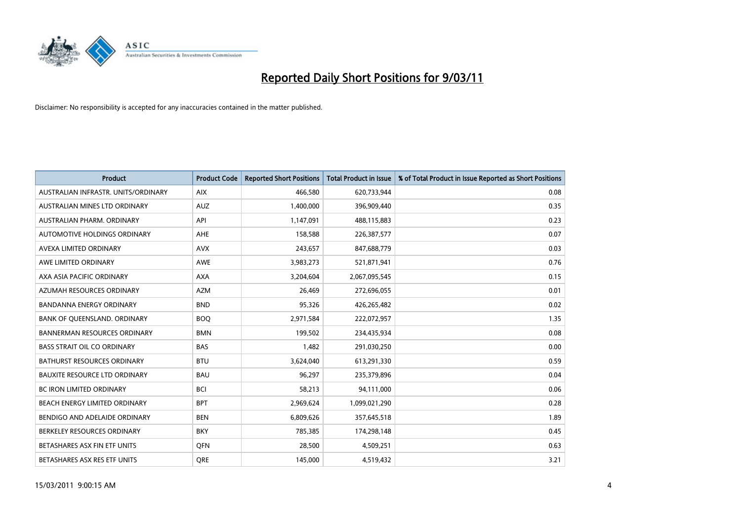# Reported Daily Short Positions for 9/03/11

Disclaimer: No responsibility is accepted for any inaccuracies contained in the matter published.

| Product | Product Code | Reported Short Positions | Total Product in Issue | % of Total Product in Issue Reported as Short Positions |
|---|---|---|---|---|
| AUSTRALIAN INFRASTR. UNITS/ORDINARY | AIX | 466,580 | 620,733,944 | 0.08 |
| AUSTRALIAN MINES LTD ORDINARY | AUZ | 1,400,000 | 396,909,440 | 0.35 |
| AUSTRALIAN PHARM. ORDINARY | API | 1,147,091 | 488,115,883 | 0.23 |
| AUTOMOTIVE HOLDINGS ORDINARY | AHE | 158,588 | 226,387,577 | 0.07 |
| AVEXA LIMITED ORDINARY | AVX | 243,657 | 847,688,779 | 0.03 |
| AWE LIMITED ORDINARY | AWE | 3,983,273 | 521,871,941 | 0.76 |
| AXA ASIA PACIFIC ORDINARY | AXA | 3,204,604 | 2,067,095,545 | 0.15 |
| AZUMAH RESOURCES ORDINARY | AZM | 26,469 | 272,696,055 | 0.01 |
| BANDANNA ENERGY ORDINARY | BND | 95,326 | 426,265,482 | 0.02 |
| BANK OF QUEENSLAND. ORDINARY | BOQ | 2,971,584 | 222,072,957 | 1.35 |
| BANNERMAN RESOURCES ORDINARY | BMN | 199,502 | 234,435,934 | 0.08 |
| BASS STRAIT OIL CO ORDINARY | BAS | 1,482 | 291,030,250 | 0.00 |
| BATHURST RESOURCES ORDINARY | BTU | 3,624,040 | 613,291,330 | 0.59 |
| BAUXITE RESOURCE LTD ORDINARY | BAU | 96,297 | 235,379,896 | 0.04 |
| BC IRON LIMITED ORDINARY | BCI | 58,213 | 94,111,000 | 0.06 |
| BEACH ENERGY LIMITED ORDINARY | BPT | 2,969,624 | 1,099,021,290 | 0.28 |
| BENDIGO AND ADELAIDE ORDINARY | BEN | 6,809,626 | 357,645,518 | 1.89 |
| BERKELEY RESOURCES ORDINARY | BKY | 785,385 | 174,298,148 | 0.45 |
| BETASHARES ASX FIN ETF UNITS | QFN | 28,500 | 4,509,251 | 0.63 |
| BETASHARES ASX RES ETF UNITS | QRE | 145,000 | 4,519,432 | 3.21 |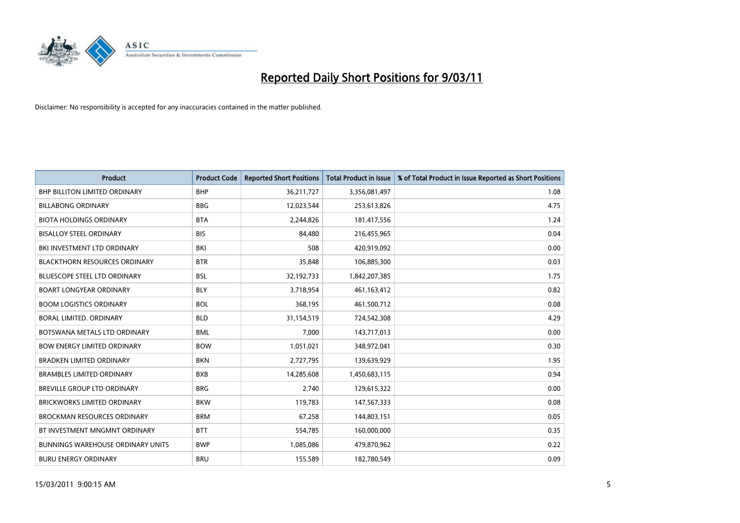# Reported Daily Short Positions for 9/03/11

Disclaimer: No responsibility is accepted for any inaccuracies contained in the matter published.

| Product | Product Code | Reported Short Positions | Total Product in Issue | % of Total Product in Issue Reported as Short Positions |
|---|---|---|---|---|
| BHP BILLITON LIMITED ORDINARY | BHP | 36,211,727 | 3,356,081,497 | 1.08 |
| BILLABONG ORDINARY | BBG | 12,023,544 | 253,613,826 | 4.75 |
| BIOTA HOLDINGS ORDINARY | BTA | 2,244,826 | 181,417,556 | 1.24 |
| BISALLOY STEEL ORDINARY | BIS | 84,480 | 216,455,965 | 0.04 |
| BKI INVESTMENT LTD ORDINARY | BKI | 508 | 420,919,092 | 0.00 |
| BLACKTHORN RESOURCES ORDINARY | BTR | 35,848 | 106,885,300 | 0.03 |
| BLUESCOPE STEEL LTD ORDINARY | BSL | 32,192,733 | 1,842,207,385 | 1.75 |
| BOART LONGYEAR ORDINARY | BLY | 3,718,954 | 461,163,412 | 0.82 |
| BOOM LOGISTICS ORDINARY | BOL | 368,195 | 461,500,712 | 0.08 |
| BORAL LIMITED. ORDINARY | BLD | 31,154,519 | 724,542,308 | 4.29 |
| BOTSWANA METALS LTD ORDINARY | BML | 7,000 | 143,717,013 | 0.00 |
| BOW ENERGY LIMITED ORDINARY | BOW | 1,051,021 | 348,972,041 | 0.30 |
| BRADKEN LIMITED ORDINARY | BKN | 2,727,795 | 139,639,929 | 1.95 |
| BRAMBLES LIMITED ORDINARY | BXB | 14,285,608 | 1,450,683,115 | 0.94 |
| BREVILLE GROUP LTD ORDINARY | BRG | 2,740 | 129,615,322 | 0.00 |
| BRICKWORKS LIMITED ORDINARY | BKW | 119,783 | 147,567,333 | 0.08 |
| BROCKMAN RESOURCES ORDINARY | BRM | 67,258 | 144,803,151 | 0.05 |
| BT INVESTMENT MNGMNT ORDINARY | BTT | 554,785 | 160,000,000 | 0.35 |
| BUNNINGS WAREHOUSE ORDINARY UNITS | BWP | 1,085,086 | 479,870,962 | 0.22 |
| BURU ENERGY ORDINARY | BRU | 155,589 | 182,780,549 | 0.09 |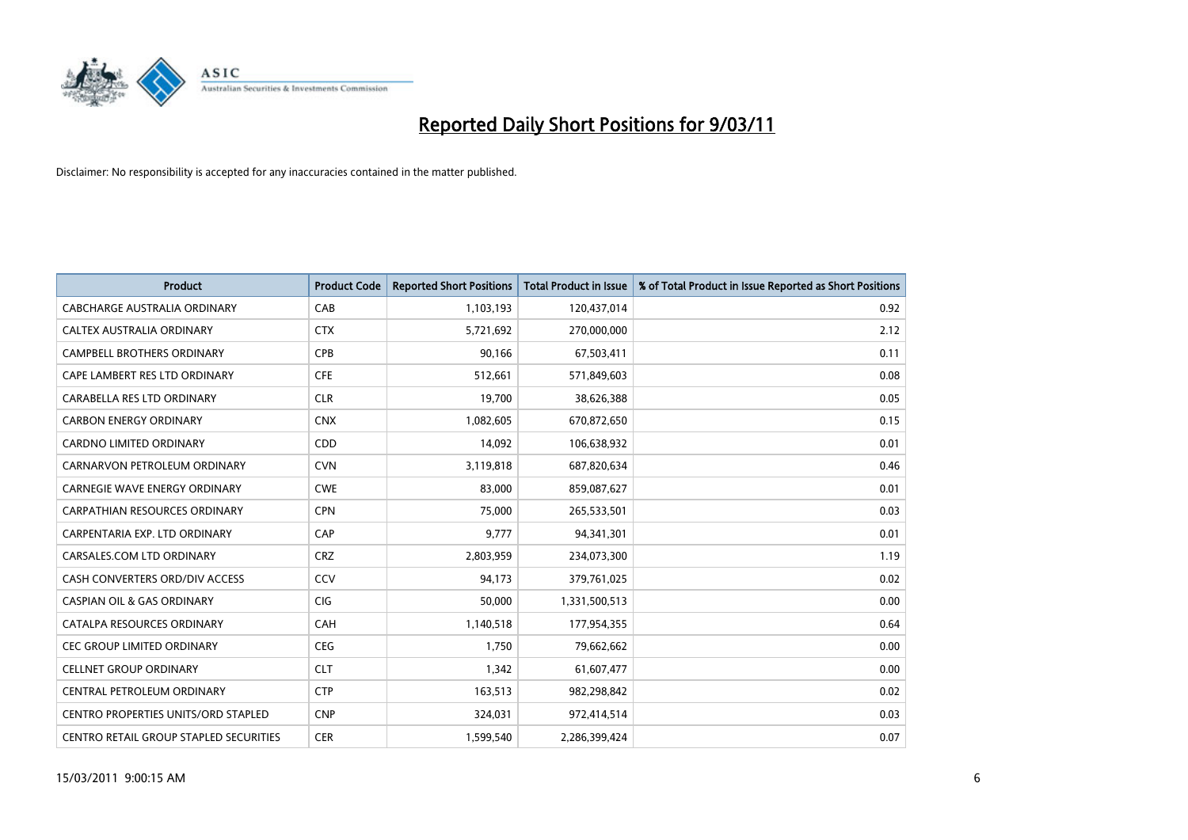# Reported Daily Short Positions for 9/03/11

Disclaimer: No responsibility is accepted for any inaccuracies contained in the matter published.

| Product | Product Code | Reported Short Positions | Total Product in Issue | % of Total Product in Issue Reported as Short Positions |
|---|---|---|---|---|
| CABCHARGE AUSTRALIA ORDINARY | CAB | 1,103,193 | 120,437,014 | 0.92 |
| CALTEX AUSTRALIA ORDINARY | CTX | 5,721,692 | 270,000,000 | 2.12 |
| CAMPBELL BROTHERS ORDINARY | CPB | 90,166 | 67,503,411 | 0.11 |
| CAPE LAMBERT RES LTD ORDINARY | CFE | 512,661 | 571,849,603 | 0.08 |
| CARABELLA RES LTD ORDINARY | CLR | 19,700 | 38,626,388 | 0.05 |
| CARBON ENERGY ORDINARY | CNX | 1,082,605 | 670,872,650 | 0.15 |
| CARDNO LIMITED ORDINARY | CDD | 14,092 | 106,638,932 | 0.01 |
| CARNARVON PETROLEUM ORDINARY | CVN | 3,119,818 | 687,820,634 | 0.46 |
| CARNEGIE WAVE ENERGY ORDINARY | CWE | 83,000 | 859,087,627 | 0.01 |
| CARPATHIAN RESOURCES ORDINARY | CPN | 75,000 | 265,533,501 | 0.03 |
| CARPENTARIA EXP. LTD ORDINARY | CAP | 9,777 | 94,341,301 | 0.01 |
| CARSALES.COM LTD ORDINARY | CRZ | 2,803,959 | 234,073,300 | 1.19 |
| CASH CONVERTERS ORD/DIV ACCESS | CCV | 94,173 | 379,761,025 | 0.02 |
| CASPIAN OIL & GAS ORDINARY | CIG | 50,000 | 1,331,500,513 | 0.00 |
| CATALPA RESOURCES ORDINARY | CAH | 1,140,518 | 177,954,355 | 0.64 |
| CEC GROUP LIMITED ORDINARY | CEG | 1,750 | 79,662,662 | 0.00 |
| CELLNET GROUP ORDINARY | CLT | 1,342 | 61,607,477 | 0.00 |
| CENTRAL PETROLEUM ORDINARY | CTP | 163,513 | 982,298,842 | 0.02 |
| CENTRO PROPERTIES UNITS/ORD STAPLED | CNP | 324,031 | 972,414,514 | 0.03 |
| CENTRO RETAIL GROUP STAPLED SECURITIES | CER | 1,599,540 | 2,286,399,424 | 0.07 |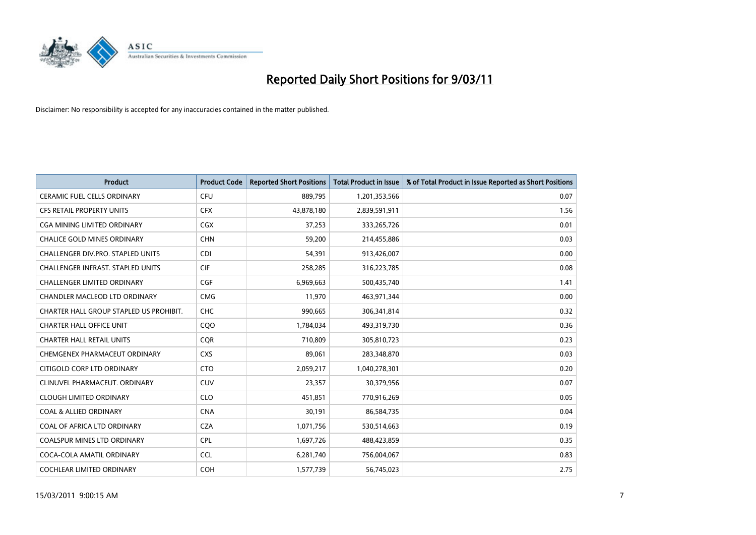# Reported Daily Short Positions for 9/03/11

Disclaimer: No responsibility is accepted for any inaccuracies contained in the matter published.

| Product | Product Code | Reported Short Positions | Total Product in Issue | % of Total Product in Issue Reported as Short Positions |
|---|---|---|---|---|
| CERAMIC FUEL CELLS ORDINARY | CFU | 889,795 | 1,201,353,566 | 0.07 |
| CFS RETAIL PROPERTY UNITS | CFX | 43,878,180 | 2,839,591,911 | 1.56 |
| CGA MINING LIMITED ORDINARY | CGX | 37,253 | 333,265,726 | 0.01 |
| CHALICE GOLD MINES ORDINARY | CHN | 59,200 | 214,455,886 | 0.03 |
| CHALLENGER DIV.PRO. STAPLED UNITS | CDI | 54,391 | 913,426,007 | 0.00 |
| CHALLENGER INFRAST. STAPLED UNITS | CIF | 258,285 | 316,223,785 | 0.08 |
| CHALLENGER LIMITED ORDINARY | CGF | 6,969,663 | 500,435,740 | 1.41 |
| CHANDLER MACLEOD LTD ORDINARY | CMG | 11,970 | 463,971,344 | 0.00 |
| CHARTER HALL GROUP STAPLED US PROHIBIT. | CHC | 990,665 | 306,341,814 | 0.32 |
| CHARTER HALL OFFICE UNIT | CQO | 1,784,034 | 493,319,730 | 0.36 |
| CHARTER HALL RETAIL UNITS | CQR | 710,809 | 305,810,723 | 0.23 |
| CHEMGENEX PHARMACEUT ORDINARY | CXS | 89,061 | 283,348,870 | 0.03 |
| CITIGOLD CORP LTD ORDINARY | CTO | 2,059,217 | 1,040,278,301 | 0.20 |
| CLINUVEL PHARMACEUT. ORDINARY | CUV | 23,357 | 30,379,956 | 0.07 |
| CLOUGH LIMITED ORDINARY | CLO | 451,851 | 770,916,269 | 0.05 |
| COAL & ALLIED ORDINARY | CNA | 30,191 | 86,584,735 | 0.04 |
| COAL OF AFRICA LTD ORDINARY | CZA | 1,071,756 | 530,514,663 | 0.19 |
| COALSPUR MINES LTD ORDINARY | CPL | 1,697,726 | 488,423,859 | 0.35 |
| COCA-COLA AMATIL ORDINARY | CCL | 6,281,740 | 756,004,067 | 0.83 |
| COCHLEAR LIMITED ORDINARY | COH | 1,577,739 | 56,745,023 | 2.75 |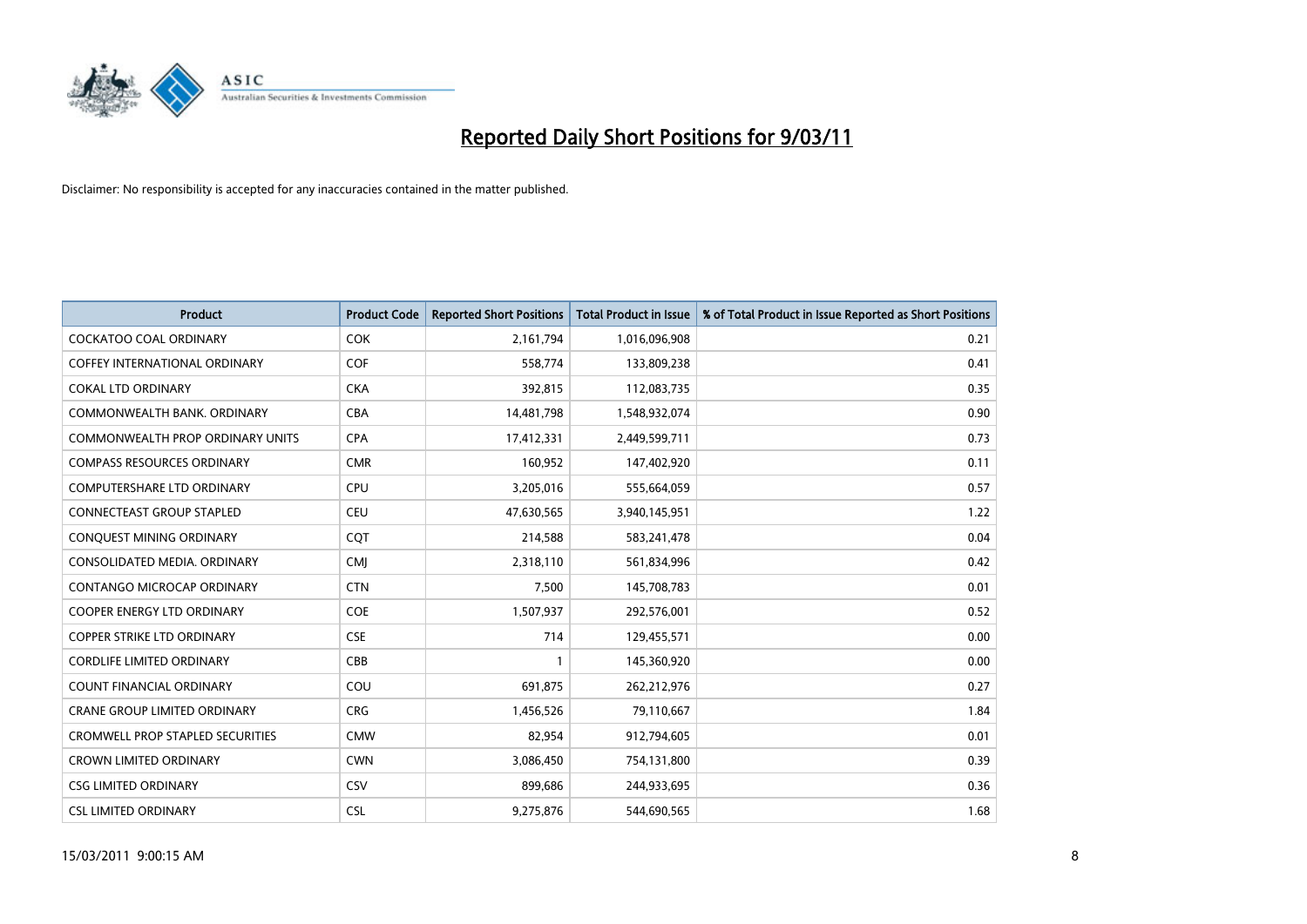# Reported Daily Short Positions for 9/03/11

Disclaimer: No responsibility is accepted for any inaccuracies contained in the matter published.

| Product | Product Code | Reported Short Positions | Total Product in Issue | % of Total Product in Issue Reported as Short Positions |
|---|---|---|---|---|
| COCKATOO COAL ORDINARY | COK | 2,161,794 | 1,016,096,908 | 0.21 |
| COFFEY INTERNATIONAL ORDINARY | COF | 558,774 | 133,809,238 | 0.41 |
| COKAL LTD ORDINARY | CKA | 392,815 | 112,083,735 | 0.35 |
| COMMONWEALTH BANK. ORDINARY | CBA | 14,481,798 | 1,548,932,074 | 0.90 |
| COMMONWEALTH PROP ORDINARY UNITS | CPA | 17,412,331 | 2,449,599,711 | 0.73 |
| COMPASS RESOURCES ORDINARY | CMR | 160,952 | 147,402,920 | 0.11 |
| COMPUTERSHARE LTD ORDINARY | CPU | 3,205,016 | 555,664,059 | 0.57 |
| CONNECTEAST GROUP STAPLED | CEU | 47,630,565 | 3,940,145,951 | 1.22 |
| CONQUEST MINING ORDINARY | CQT | 214,588 | 583,241,478 | 0.04 |
| CONSOLIDATED MEDIA. ORDINARY | CMJ | 2,318,110 | 561,834,996 | 0.42 |
| CONTANGO MICROCAP ORDINARY | CTN | 7,500 | 145,708,783 | 0.01 |
| COOPER ENERGY LTD ORDINARY | COE | 1,507,937 | 292,576,001 | 0.52 |
| COPPER STRIKE LTD ORDINARY | CSE | 714 | 129,455,571 | 0.00 |
| CORDLIFE LIMITED ORDINARY | CBB | 1 | 145,360,920 | 0.00 |
| COUNT FINANCIAL ORDINARY | COU | 691,875 | 262,212,976 | 0.27 |
| CRANE GROUP LIMITED ORDINARY | CRG | 1,456,526 | 79,110,667 | 1.84 |
| CROMWELL PROP STAPLED SECURITIES | CMW | 82,954 | 912,794,605 | 0.01 |
| CROWN LIMITED ORDINARY | CWN | 3,086,450 | 754,131,800 | 0.39 |
| CSG LIMITED ORDINARY | CSV | 899,686 | 244,933,695 | 0.36 |
| CSL LIMITED ORDINARY | CSL | 9,275,876 | 544,690,565 | 1.68 |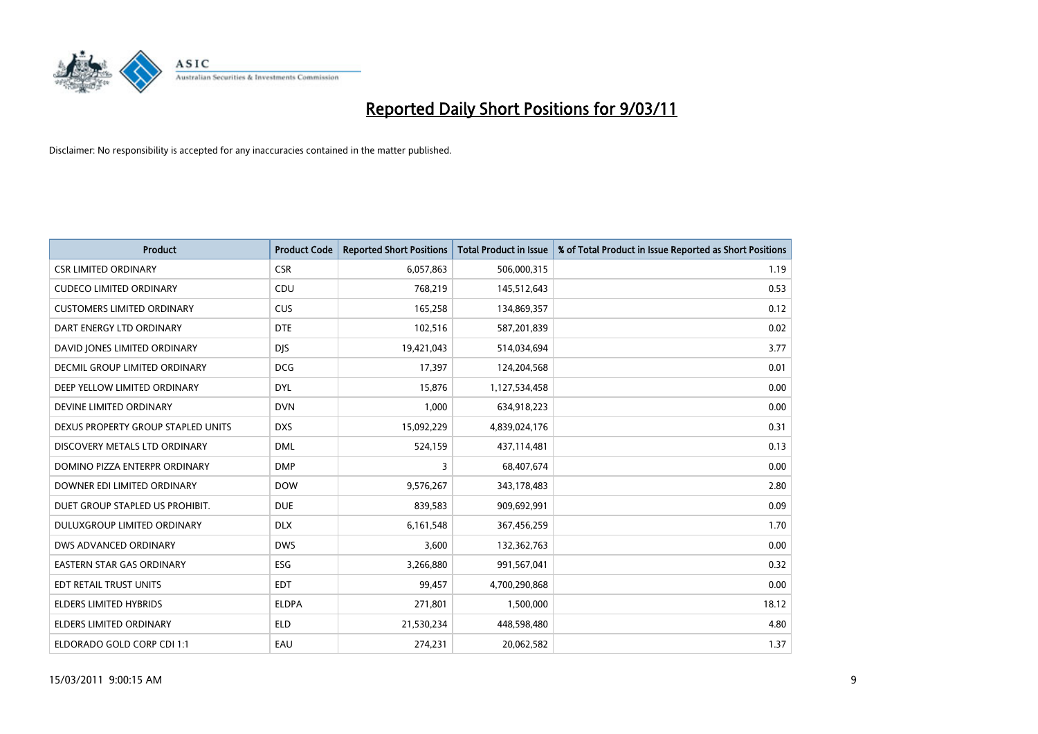# Reported Daily Short Positions for 9/03/11

Disclaimer: No responsibility is accepted for any inaccuracies contained in the matter published.

| Product | Product Code | Reported Short Positions | Total Product in Issue | % of Total Product in Issue Reported as Short Positions |
|---|---|---|---|---|
| CSR LIMITED ORDINARY | CSR | 6,057,863 | 506,000,315 | 1.19 |
| CUDECO LIMITED ORDINARY | CDU | 768,219 | 145,512,643 | 0.53 |
| CUSTOMERS LIMITED ORDINARY | CUS | 165,258 | 134,869,357 | 0.12 |
| DART ENERGY LTD ORDINARY | DTE | 102,516 | 587,201,839 | 0.02 |
| DAVID JONES LIMITED ORDINARY | DJS | 19,421,043 | 514,034,694 | 3.77 |
| DECMIL GROUP LIMITED ORDINARY | DCG | 17,397 | 124,204,568 | 0.01 |
| DEEP YELLOW LIMITED ORDINARY | DYL | 15,876 | 1,127,534,458 | 0.00 |
| DEVINE LIMITED ORDINARY | DVN | 1,000 | 634,918,223 | 0.00 |
| DEXUS PROPERTY GROUP STAPLED UNITS | DXS | 15,092,229 | 4,839,024,176 | 0.31 |
| DISCOVERY METALS LTD ORDINARY | DML | 524,159 | 437,114,481 | 0.13 |
| DOMINO PIZZA ENTERPR ORDINARY | DMP | 3 | 68,407,674 | 0.00 |
| DOWNER EDI LIMITED ORDINARY | DOW | 9,576,267 | 343,178,483 | 2.80 |
| DUET GROUP STAPLED US PROHIBIT. | DUE | 839,583 | 909,692,991 | 0.09 |
| DULUXGROUP LIMITED ORDINARY | DLX | 6,161,548 | 367,456,259 | 1.70 |
| DWS ADVANCED ORDINARY | DWS | 3,600 | 132,362,763 | 0.00 |
| EASTERN STAR GAS ORDINARY | ESG | 3,266,880 | 991,567,041 | 0.32 |
| EDT RETAIL TRUST UNITS | EDT | 99,457 | 4,700,290,868 | 0.00 |
| ELDERS LIMITED HYBRIDS | ELDPA | 271,801 | 1,500,000 | 18.12 |
| ELDERS LIMITED ORDINARY | ELD | 21,530,234 | 448,598,480 | 4.80 |
| ELDORADO GOLD CORP CDI 1:1 | EAU | 274,231 | 20,062,582 | 1.37 |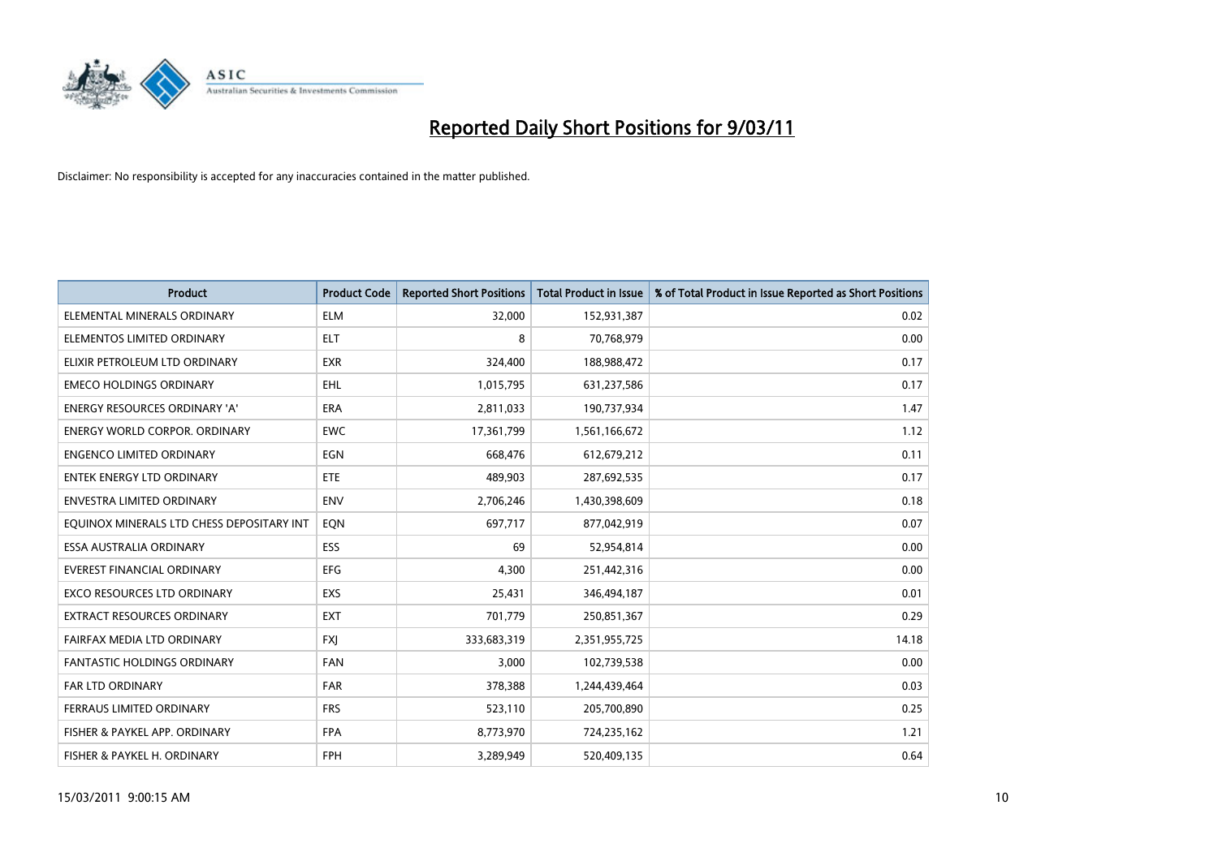# Reported Daily Short Positions for 9/03/11

Disclaimer: No responsibility is accepted for any inaccuracies contained in the matter published.

| Product | Product Code | Reported Short Positions | Total Product in Issue | % of Total Product in Issue Reported as Short Positions |
|---|---|---|---|---|
| ELEMENTAL MINERALS ORDINARY | ELM | 32,000 | 152,931,387 | 0.02 |
| ELEMENTOS LIMITED ORDINARY | ELT | 8 | 70,768,979 | 0.00 |
| ELIXIR PETROLEUM LTD ORDINARY | EXR | 324,400 | 188,988,472 | 0.17 |
| EMECO HOLDINGS ORDINARY | EHL | 1,015,795 | 631,237,586 | 0.17 |
| ENERGY RESOURCES ORDINARY 'A' | ERA | 2,811,033 | 190,737,934 | 1.47 |
| ENERGY WORLD CORPOR. ORDINARY | EWC | 17,361,799 | 1,561,166,672 | 1.12 |
| ENGENCO LIMITED ORDINARY | EGN | 668,476 | 612,679,212 | 0.11 |
| ENTEK ENERGY LTD ORDINARY | ETE | 489,903 | 287,692,535 | 0.17 |
| ENVESTRA LIMITED ORDINARY | ENV | 2,706,246 | 1,430,398,609 | 0.18 |
| EQUINOX MINERALS LTD CHESS DEPOSITARY INT | EQN | 697,717 | 877,042,919 | 0.07 |
| ESSA AUSTRALIA ORDINARY | ESS | 69 | 52,954,814 | 0.00 |
| EVEREST FINANCIAL ORDINARY | EFG | 4,300 | 251,442,316 | 0.00 |
| EXCO RESOURCES LTD ORDINARY | EXS | 25,431 | 346,494,187 | 0.01 |
| EXTRACT RESOURCES ORDINARY | EXT | 701,779 | 250,851,367 | 0.29 |
| FAIRFAX MEDIA LTD ORDINARY | FXJ | 333,683,319 | 2,351,955,725 | 14.18 |
| FANTASTIC HOLDINGS ORDINARY | FAN | 3,000 | 102,739,538 | 0.00 |
| FAR LTD ORDINARY | FAR | 378,388 | 1,244,439,464 | 0.03 |
| FERRAUS LIMITED ORDINARY | FRS | 523,110 | 205,700,890 | 0.25 |
| FISHER & PAYKEL APP. ORDINARY | FPA | 8,773,970 | 724,235,162 | 1.21 |
| FISHER & PAYKEL H. ORDINARY | FPH | 3,289,949 | 520,409,135 | 0.64 |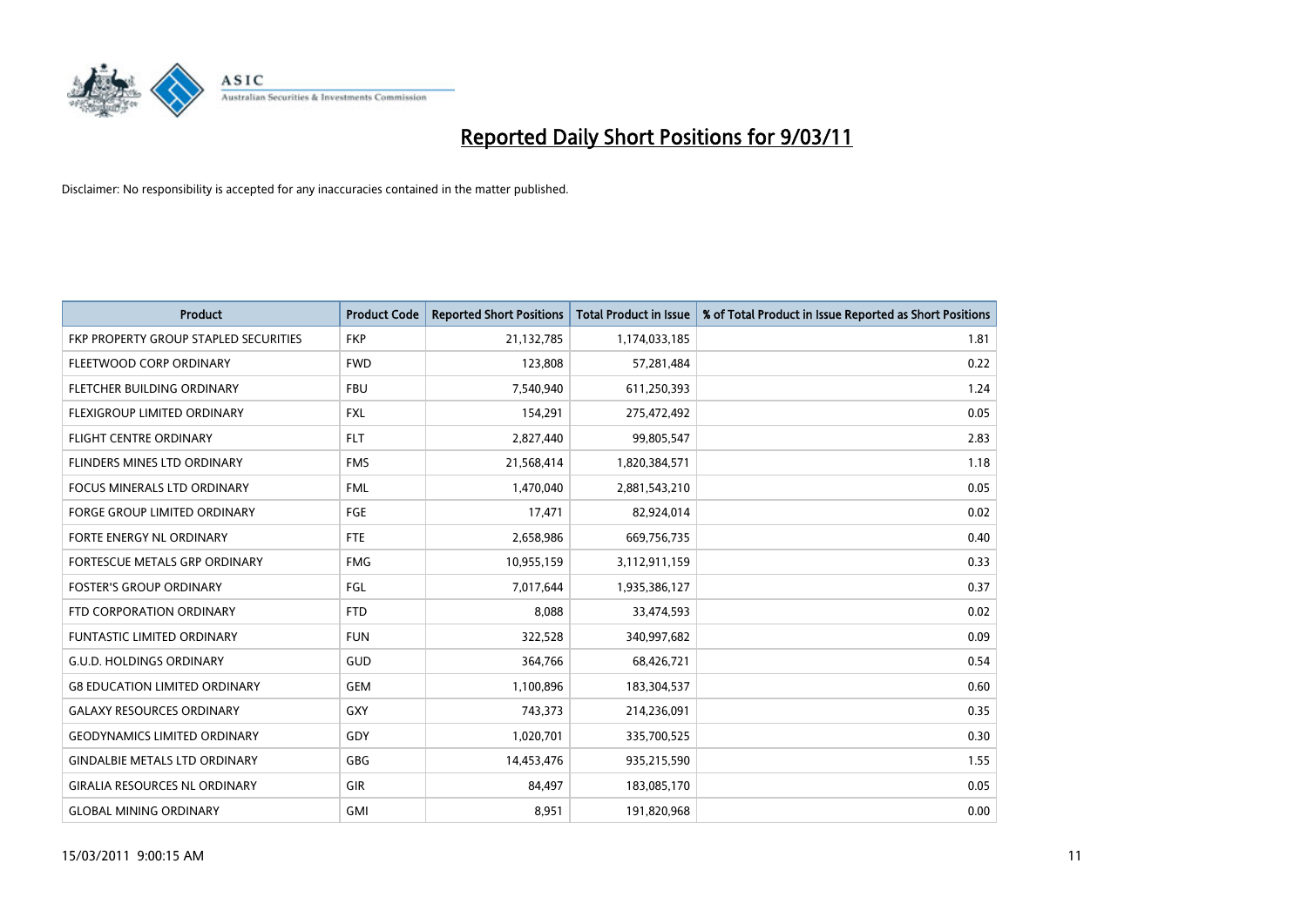# Reported Daily Short Positions for 9/03/11

Disclaimer: No responsibility is accepted for any inaccuracies contained in the matter published.

| Product | Product Code | Reported Short Positions | Total Product in Issue | % of Total Product in Issue Reported as Short Positions |
|---|---|---|---|---|
| FKP PROPERTY GROUP STAPLED SECURITIES | FKP | 21,132,785 | 1,174,033,185 | 1.81 |
| FLEETWOOD CORP ORDINARY | FWD | 123,808 | 57,281,484 | 0.22 |
| FLETCHER BUILDING ORDINARY | FBU | 7,540,940 | 611,250,393 | 1.24 |
| FLEXIGROUP LIMITED ORDINARY | FXL | 154,291 | 275,472,492 | 0.05 |
| FLIGHT CENTRE ORDINARY | FLT | 2,827,440 | 99,805,547 | 2.83 |
| FLINDERS MINES LTD ORDINARY | FMS | 21,568,414 | 1,820,384,571 | 1.18 |
| FOCUS MINERALS LTD ORDINARY | FML | 1,470,040 | 2,881,543,210 | 0.05 |
| FORGE GROUP LIMITED ORDINARY | FGE | 17,471 | 82,924,014 | 0.02 |
| FORTE ENERGY NL ORDINARY | FTE | 2,658,986 | 669,756,735 | 0.40 |
| FORTESCUE METALS GRP ORDINARY | FMG | 10,955,159 | 3,112,911,159 | 0.33 |
| FOSTER'S GROUP ORDINARY | FGL | 7,017,644 | 1,935,386,127 | 0.37 |
| FTD CORPORATION ORDINARY | FTD | 8,088 | 33,474,593 | 0.02 |
| FUNTASTIC LIMITED ORDINARY | FUN | 322,528 | 340,997,682 | 0.09 |
| G.U.D. HOLDINGS ORDINARY | GUD | 364,766 | 68,426,721 | 0.54 |
| G8 EDUCATION LIMITED ORDINARY | GEM | 1,100,896 | 183,304,537 | 0.60 |
| GALAXY RESOURCES ORDINARY | GXY | 743,373 | 214,236,091 | 0.35 |
| GEODYNAMICS LIMITED ORDINARY | GDY | 1,020,701 | 335,700,525 | 0.30 |
| GINDALBIE METALS LTD ORDINARY | GBG | 14,453,476 | 935,215,590 | 1.55 |
| GIRALIA RESOURCES NL ORDINARY | GIR | 84,497 | 183,085,170 | 0.05 |
| GLOBAL MINING ORDINARY | GMI | 8,951 | 191,820,968 | 0.00 |

15/03/2011 9:00:15 AM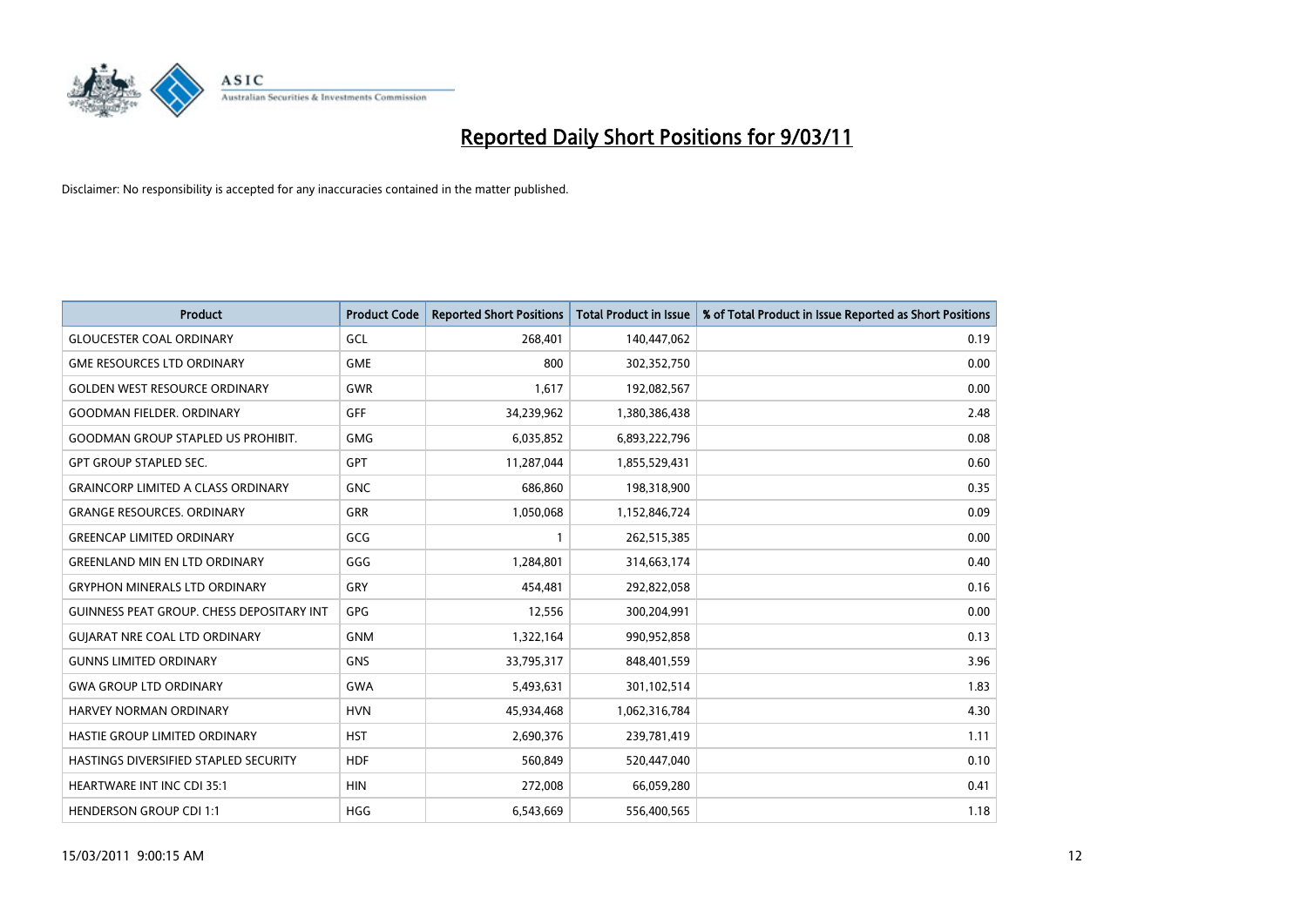# Reported Daily Short Positions for 9/03/11

Disclaimer: No responsibility is accepted for any inaccuracies contained in the matter published.

| Product | Product Code | Reported Short Positions | Total Product in Issue | % of Total Product in Issue Reported as Short Positions |
|---|---|---|---|---|
| GLOUCESTER COAL ORDINARY | GCL | 268,401 | 140,447,062 | 0.19 |
| GME RESOURCES LTD ORDINARY | GME | 800 | 302,352,750 | 0.00 |
| GOLDEN WEST RESOURCE ORDINARY | GWR | 1,617 | 192,082,567 | 0.00 |
| GOODMAN FIELDER. ORDINARY | GFF | 34,239,962 | 1,380,386,438 | 2.48 |
| GOODMAN GROUP STAPLED US PROHIBIT. | GMG | 6,035,852 | 6,893,222,796 | 0.08 |
| GPT GROUP STAPLED SEC. | GPT | 11,287,044 | 1,855,529,431 | 0.60 |
| GRAINCORP LIMITED A CLASS ORDINARY | GNC | 686,860 | 198,318,900 | 0.35 |
| GRANGE RESOURCES. ORDINARY | GRR | 1,050,068 | 1,152,846,724 | 0.09 |
| GREENCAP LIMITED ORDINARY | GCG | 1 | 262,515,385 | 0.00 |
| GREENLAND MIN EN LTD ORDINARY | GGG | 1,284,801 | 314,663,174 | 0.40 |
| GRYPHON MINERALS LTD ORDINARY | GRY | 454,481 | 292,822,058 | 0.16 |
| GUINNESS PEAT GROUP. CHESS DEPOSITARY INT | GPG | 12,556 | 300,204,991 | 0.00 |
| GUJARAT NRE COAL LTD ORDINARY | GNM | 1,322,164 | 990,952,858 | 0.13 |
| GUNNS LIMITED ORDINARY | GNS | 33,795,317 | 848,401,559 | 3.96 |
| GWA GROUP LTD ORDINARY | GWA | 5,493,631 | 301,102,514 | 1.83 |
| HARVEY NORMAN ORDINARY | HVN | 45,934,468 | 1,062,316,784 | 4.30 |
| HASTIE GROUP LIMITED ORDINARY | HST | 2,690,376 | 239,781,419 | 1.11 |
| HASTINGS DIVERSIFIED STAPLED SECURITY | HDF | 560,849 | 520,447,040 | 0.10 |
| HEARTWARE INT INC CDI 35:1 | HIN | 272,008 | 66,059,280 | 0.41 |
| HENDERSON GROUP CDI 1:1 | HGG | 6,543,669 | 556,400,565 | 1.18 |

15/03/2011 9:00:15 AM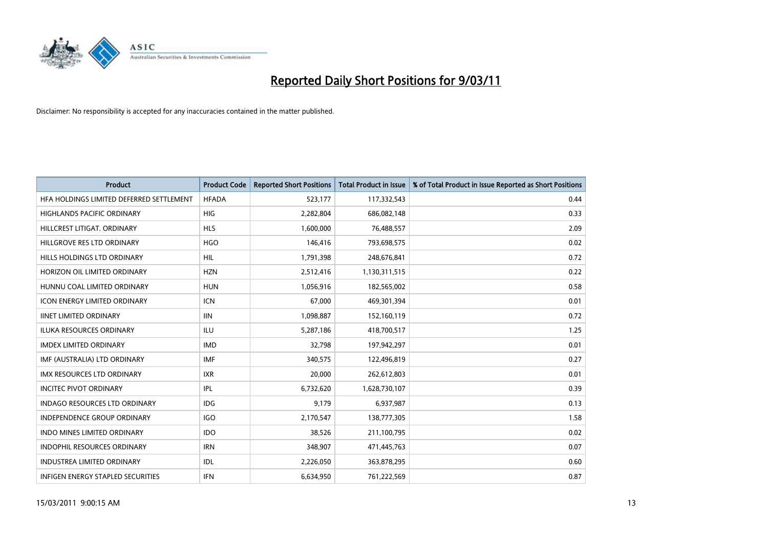# Reported Daily Short Positions for 9/03/11

Disclaimer: No responsibility is accepted for any inaccuracies contained in the matter published.

| Product | Product Code | Reported Short Positions | Total Product in Issue | % of Total Product in Issue Reported as Short Positions |
|---|---|---|---|---|
| HFA HOLDINGS LIMITED DEFERRED SETTLEMENT | HFADA | 523,177 | 117,332,543 | 0.44 |
| HIGHLANDS PACIFIC ORDINARY | HIG | 2,282,804 | 686,082,148 | 0.33 |
| HILLCREST LITIGAT. ORDINARY | HLS | 1,600,000 | 76,488,557 | 2.09 |
| HILLGROVE RES LTD ORDINARY | HGO | 146,416 | 793,698,575 | 0.02 |
| HILLS HOLDINGS LTD ORDINARY | HIL | 1,791,398 | 248,676,841 | 0.72 |
| HORIZON OIL LIMITED ORDINARY | HZN | 2,512,416 | 1,130,311,515 | 0.22 |
| HUNNU COAL LIMITED ORDINARY | HUN | 1,056,916 | 182,565,002 | 0.58 |
| ICON ENERGY LIMITED ORDINARY | ICN | 67,000 | 469,301,394 | 0.01 |
| IINET LIMITED ORDINARY | IIN | 1,098,887 | 152,160,119 | 0.72 |
| ILUKA RESOURCES ORDINARY | ILU | 5,287,186 | 418,700,517 | 1.25 |
| IMDEX LIMITED ORDINARY | IMD | 32,798 | 197,942,297 | 0.01 |
| IMF (AUSTRALIA) LTD ORDINARY | IMF | 340,575 | 122,496,819 | 0.27 |
| IMX RESOURCES LTD ORDINARY | IXR | 20,000 | 262,612,803 | 0.01 |
| INCITEC PIVOT ORDINARY | IPL | 6,732,620 | 1,628,730,107 | 0.39 |
| INDAGO RESOURCES LTD ORDINARY | IDG | 9,179 | 6,937,987 | 0.13 |
| INDEPENDENCE GROUP ORDINARY | IGO | 2,170,547 | 138,777,305 | 1.58 |
| INDO MINES LIMITED ORDINARY | IDO | 38,526 | 211,100,795 | 0.02 |
| INDOPHIL RESOURCES ORDINARY | IRN | 348,907 | 471,445,763 | 0.07 |
| INDUSTREA LIMITED ORDINARY | IDL | 2,226,050 | 363,878,295 | 0.60 |
| INFIGEN ENERGY STAPLED SECURITIES | IFN | 6,634,950 | 761,222,569 | 0.87 |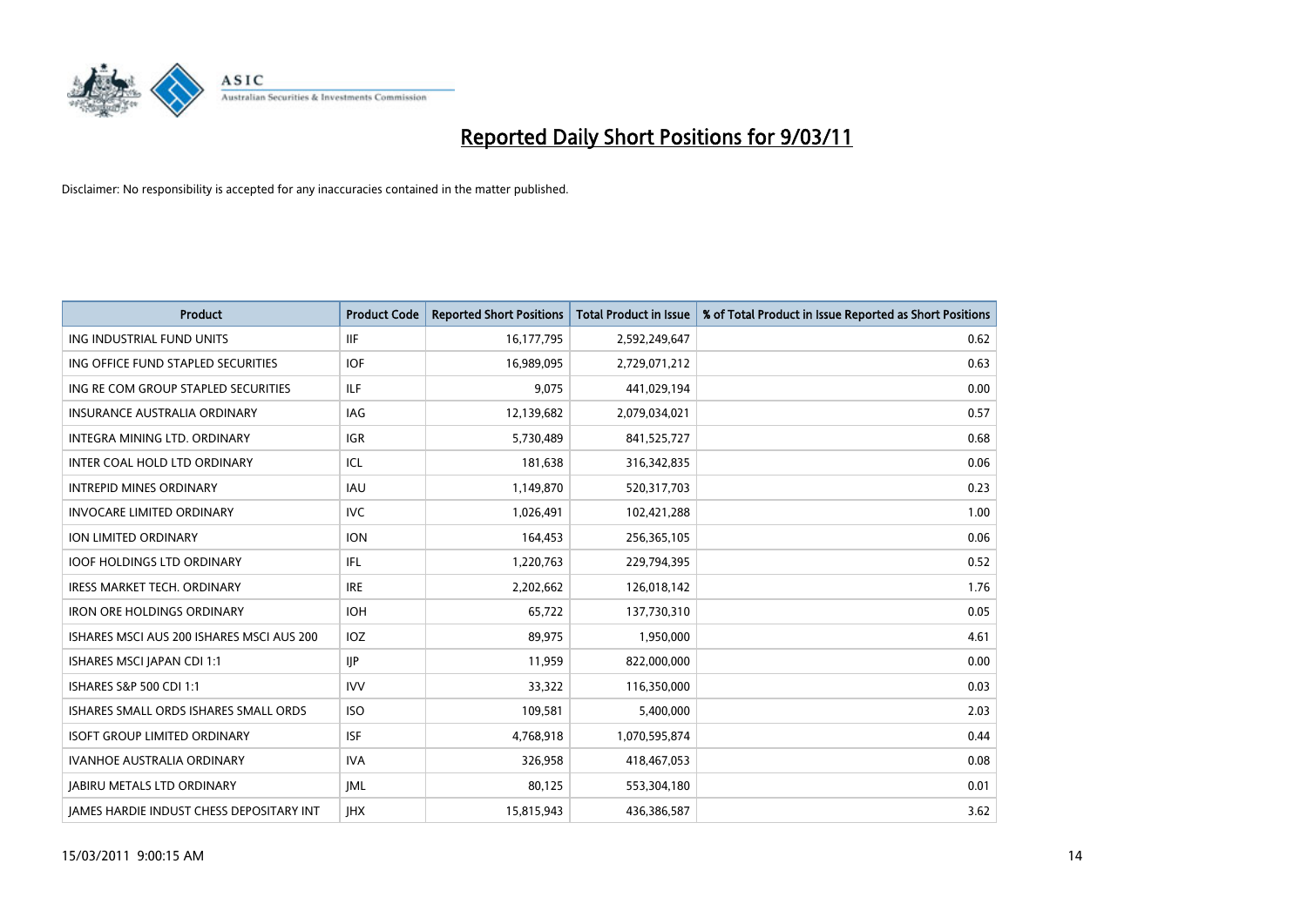# Reported Daily Short Positions for 9/03/11

Disclaimer: No responsibility is accepted for any inaccuracies contained in the matter published.

| Product | Product Code | Reported Short Positions | Total Product in Issue | % of Total Product in Issue Reported as Short Positions |
|---|---|---|---|---|
| ING INDUSTRIAL FUND UNITS | IIF | 16,177,795 | 2,592,249,647 | 0.62 |
| ING OFFICE FUND STAPLED SECURITIES | IOF | 16,989,095 | 2,729,071,212 | 0.63 |
| ING RE COM GROUP STAPLED SECURITIES | ILF | 9,075 | 441,029,194 | 0.00 |
| INSURANCE AUSTRALIA ORDINARY | IAG | 12,139,682 | 2,079,034,021 | 0.57 |
| INTEGRA MINING LTD. ORDINARY | IGR | 5,730,489 | 841,525,727 | 0.68 |
| INTER COAL HOLD LTD ORDINARY | ICL | 181,638 | 316,342,835 | 0.06 |
| INTREPID MINES ORDINARY | IAU | 1,149,870 | 520,317,703 | 0.23 |
| INVOCARE LIMITED ORDINARY | IVC | 1,026,491 | 102,421,288 | 1.00 |
| ION LIMITED ORDINARY | ION | 164,453 | 256,365,105 | 0.06 |
| IOOF HOLDINGS LTD ORDINARY | IFL | 1,220,763 | 229,794,395 | 0.52 |
| IRESS MARKET TECH. ORDINARY | IRE | 2,202,662 | 126,018,142 | 1.76 |
| IRON ORE HOLDINGS ORDINARY | IOH | 65,722 | 137,730,310 | 0.05 |
| ISHARES MSCI AUS 200 ISHARES MSCI AUS 200 | IOZ | 89,975 | 1,950,000 | 4.61 |
| ISHARES MSCI JAPAN CDI 1:1 | IJP | 11,959 | 822,000,000 | 0.00 |
| ISHARES S&P 500 CDI 1:1 | IVV | 33,322 | 116,350,000 | 0.03 |
| ISHARES SMALL ORDS ISHARES SMALL ORDS | ISO | 109,581 | 5,400,000 | 2.03 |
| ISOFT GROUP LIMITED ORDINARY | ISF | 4,768,918 | 1,070,595,874 | 0.44 |
| IVANHOE AUSTRALIA ORDINARY | IVA | 326,958 | 418,467,053 | 0.08 |
| JABIRU METALS LTD ORDINARY | JML | 80,125 | 553,304,180 | 0.01 |
| JAMES HARDIE INDUST CHESS DEPOSITARY INT | JHX | 15,815,943 | 436,386,587 | 3.62 |

15/03/2011 9:00:15 AM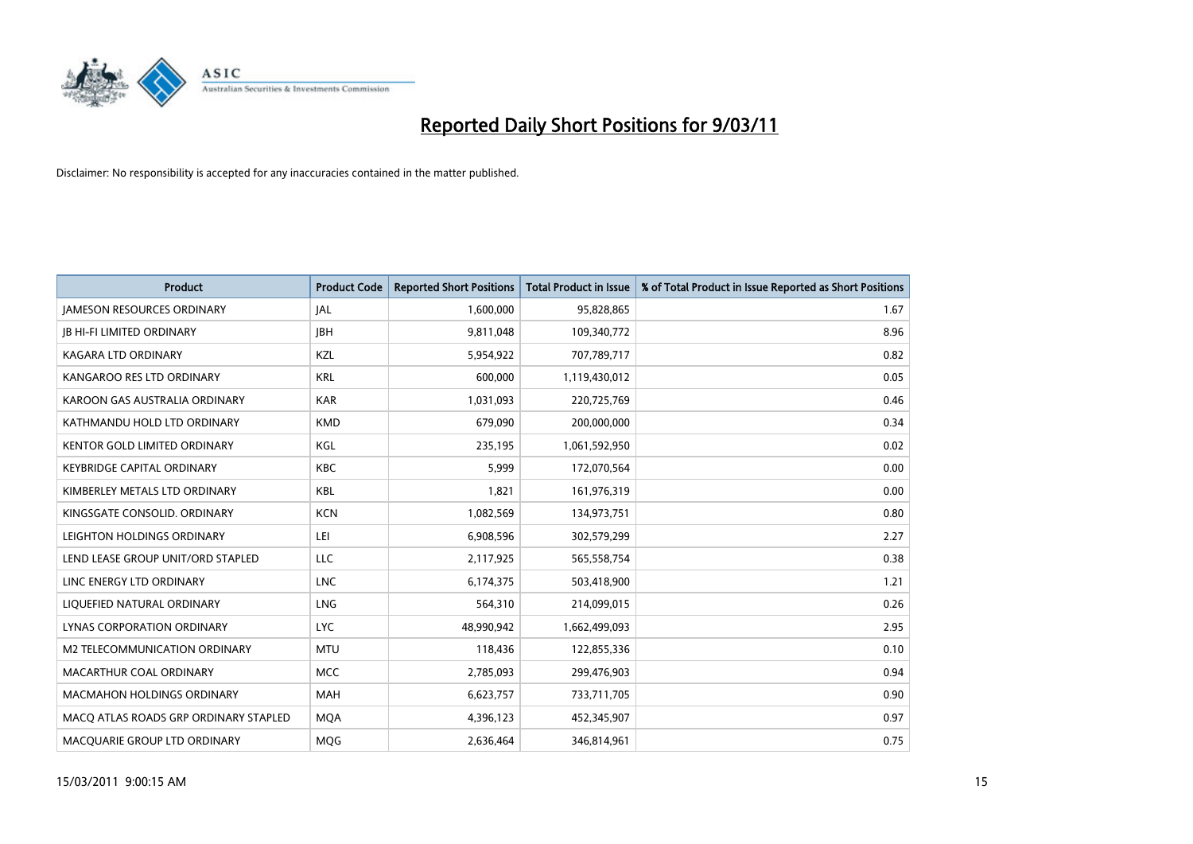# Reported Daily Short Positions for 9/03/11

Disclaimer: No responsibility is accepted for any inaccuracies contained in the matter published.

| Product | Product Code | Reported Short Positions | Total Product in Issue | % of Total Product in Issue Reported as Short Positions |
|---|---|---|---|---|
| JAMESON RESOURCES ORDINARY | JAL | 1,600,000 | 95,828,865 | 1.67 |
| JB HI-FI LIMITED ORDINARY | JBH | 9,811,048 | 109,340,772 | 8.96 |
| KAGARA LTD ORDINARY | KZL | 5,954,922 | 707,789,717 | 0.82 |
| KANGAROO RES LTD ORDINARY | KRL | 600,000 | 1,119,430,012 | 0.05 |
| KAROON GAS AUSTRALIA ORDINARY | KAR | 1,031,093 | 220,725,769 | 0.46 |
| KATHMANDU HOLD LTD ORDINARY | KMD | 679,090 | 200,000,000 | 0.34 |
| KENTOR GOLD LIMITED ORDINARY | KGL | 235,195 | 1,061,592,950 | 0.02 |
| KEYBRIDGE CAPITAL ORDINARY | KBC | 5,999 | 172,070,564 | 0.00 |
| KIMBERLEY METALS LTD ORDINARY | KBL | 1,821 | 161,976,319 | 0.00 |
| KINGSGATE CONSOLID. ORDINARY | KCN | 1,082,569 | 134,973,751 | 0.80 |
| LEIGHTON HOLDINGS ORDINARY | LEI | 6,908,596 | 302,579,299 | 2.27 |
| LEND LEASE GROUP UNIT/ORD STAPLED | LLC | 2,117,925 | 565,558,754 | 0.38 |
| LINC ENERGY LTD ORDINARY | LNC | 6,174,375 | 503,418,900 | 1.21 |
| LIQUEFIED NATURAL ORDINARY | LNG | 564,310 | 214,099,015 | 0.26 |
| LYNAS CORPORATION ORDINARY | LYC | 48,990,942 | 1,662,499,093 | 2.95 |
| M2 TELECOMMUNICATION ORDINARY | MTU | 118,436 | 122,855,336 | 0.10 |
| MACARTHUR COAL ORDINARY | MCC | 2,785,093 | 299,476,903 | 0.94 |
| MACMAHON HOLDINGS ORDINARY | MAH | 6,623,757 | 733,711,705 | 0.90 |
| MACQ ATLAS ROADS GRP ORDINARY STAPLED | MQA | 4,396,123 | 452,345,907 | 0.97 |
| MACQUARIE GROUP LTD ORDINARY | MQG | 2,636,464 | 346,814,961 | 0.75 |

15/03/2011 9:00:15 AM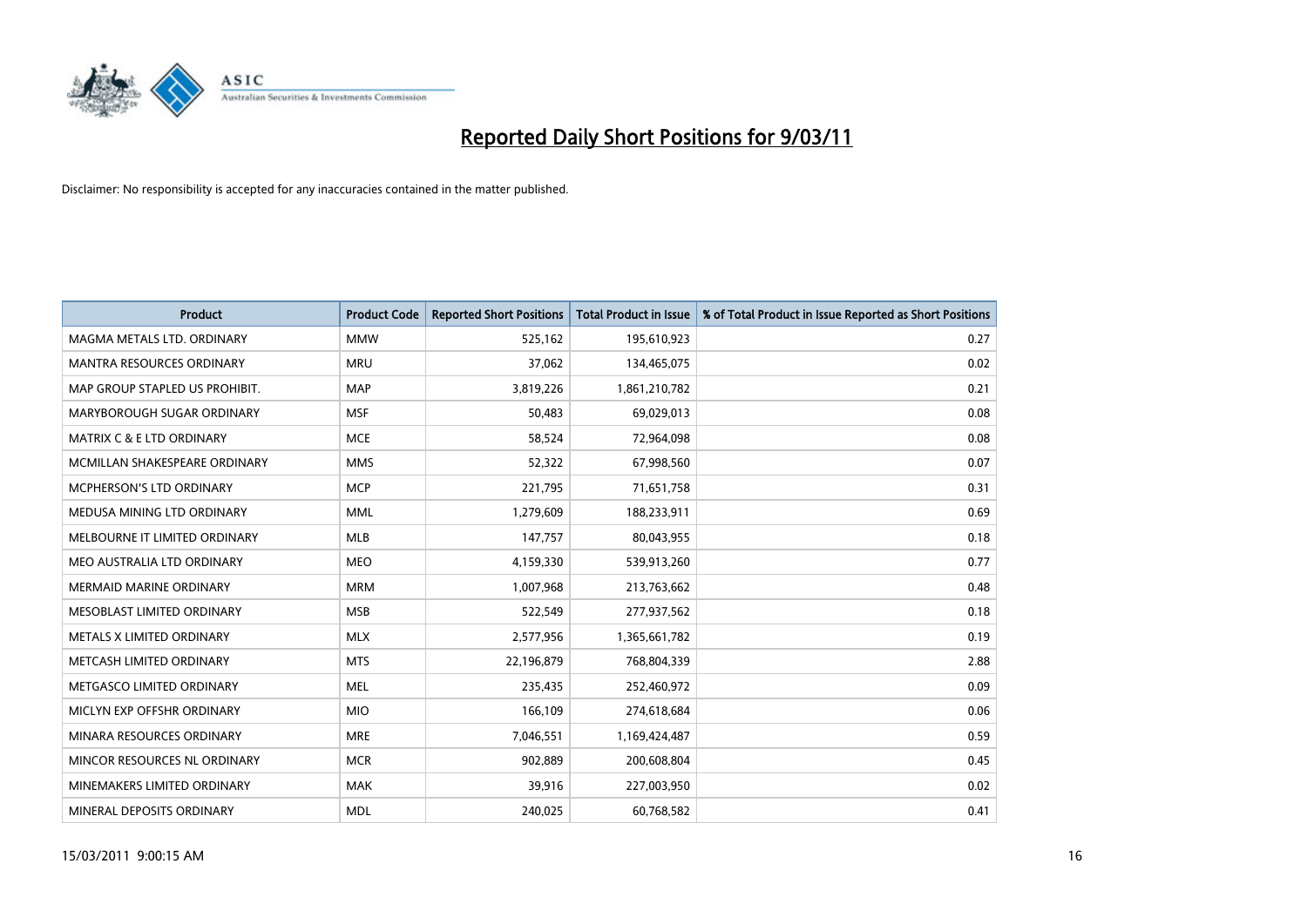# Reported Daily Short Positions for 9/03/11

Disclaimer: No responsibility is accepted for any inaccuracies contained in the matter published.

| Product | Product Code | Reported Short Positions | Total Product in Issue | % of Total Product in Issue Reported as Short Positions |
|---|---|---|---|---|
| MAGMA METALS LTD. ORDINARY | MMW | 525,162 | 195,610,923 | 0.27 |
| MANTRA RESOURCES ORDINARY | MRU | 37,062 | 134,465,075 | 0.02 |
| MAP GROUP STAPLED US PROHIBIT. | MAP | 3,819,226 | 1,861,210,782 | 0.21 |
| MARYBOROUGH SUGAR ORDINARY | MSF | 50,483 | 69,029,013 | 0.08 |
| MATRIX C & E LTD ORDINARY | MCE | 58,524 | 72,964,098 | 0.08 |
| MCMILLAN SHAKESPEARE ORDINARY | MMS | 52,322 | 67,998,560 | 0.07 |
| MCPHERSON'S LTD ORDINARY | MCP | 221,795 | 71,651,758 | 0.31 |
| MEDUSA MINING LTD ORDINARY | MML | 1,279,609 | 188,233,911 | 0.69 |
| MELBOURNE IT LIMITED ORDINARY | MLB | 147,757 | 80,043,955 | 0.18 |
| MEO AUSTRALIA LTD ORDINARY | MEO | 4,159,330 | 539,913,260 | 0.77 |
| MERMAID MARINE ORDINARY | MRM | 1,007,968 | 213,763,662 | 0.48 |
| MESOBLAST LIMITED ORDINARY | MSB | 522,549 | 277,937,562 | 0.18 |
| METALS X LIMITED ORDINARY | MLX | 2,577,956 | 1,365,661,782 | 0.19 |
| METCASH LIMITED ORDINARY | MTS | 22,196,879 | 768,804,339 | 2.88 |
| METGASCO LIMITED ORDINARY | MEL | 235,435 | 252,460,972 | 0.09 |
| MICLYN EXP OFFSHR ORDINARY | MIO | 166,109 | 274,618,684 | 0.06 |
| MINARA RESOURCES ORDINARY | MRE | 7,046,551 | 1,169,424,487 | 0.59 |
| MINCOR RESOURCES NL ORDINARY | MCR | 902,889 | 200,608,804 | 0.45 |
| MINEMAKERS LIMITED ORDINARY | MAK | 39,916 | 227,003,950 | 0.02 |
| MINERAL DEPOSITS ORDINARY | MDL | 240,025 | 60,768,582 | 0.41 |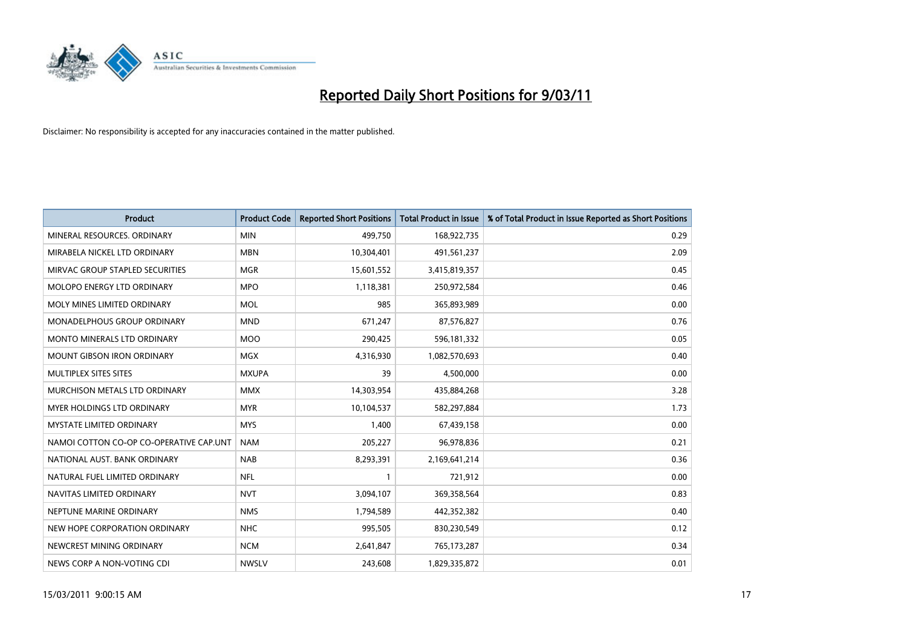# Reported Daily Short Positions for 9/03/11

Disclaimer: No responsibility is accepted for any inaccuracies contained in the matter published.

| Product | Product Code | Reported Short Positions | Total Product in Issue | % of Total Product in Issue Reported as Short Positions |
| --- | --- | --- | --- | --- |
| MINERAL RESOURCES. ORDINARY | MIN | 499,750 | 168,922,735 | 0.29 |
| MIRABELA NICKEL LTD ORDINARY | MBN | 10,304,401 | 491,561,237 | 2.09 |
| MIRVAC GROUP STAPLED SECURITIES | MGR | 15,601,552 | 3,415,819,357 | 0.45 |
| MOLOPO ENERGY LTD ORDINARY | MPO | 1,118,381 | 250,972,584 | 0.46 |
| MOLY MINES LIMITED ORDINARY | MOL | 985 | 365,893,989 | 0.00 |
| MONADELPHOUS GROUP ORDINARY | MND | 671,247 | 87,576,827 | 0.76 |
| MONTO MINERALS LTD ORDINARY | MOO | 290,425 | 596,181,332 | 0.05 |
| MOUNT GIBSON IRON ORDINARY | MGX | 4,316,930 | 1,082,570,693 | 0.40 |
| MULTIPLEX SITES SITES | MXUPA | 39 | 4,500,000 | 0.00 |
| MURCHISON METALS LTD ORDINARY | MMX | 14,303,954 | 435,884,268 | 3.28 |
| MYER HOLDINGS LTD ORDINARY | MYR | 10,104,537 | 582,297,884 | 1.73 |
| MYSTATE LIMITED ORDINARY | MYS | 1,400 | 67,439,158 | 0.00 |
| NAMOI COTTON CO-OP CO-OPERATIVE CAP.UNT | NAM | 205,227 | 96,978,836 | 0.21 |
| NATIONAL AUST. BANK ORDINARY | NAB | 8,293,391 | 2,169,641,214 | 0.36 |
| NATURAL FUEL LIMITED ORDINARY | NFL | 1 | 721,912 | 0.00 |
| NAVITAS LIMITED ORDINARY | NVT | 3,094,107 | 369,358,564 | 0.83 |
| NEPTUNE MARINE ORDINARY | NMS | 1,794,589 | 442,352,382 | 0.40 |
| NEW HOPE CORPORATION ORDINARY | NHC | 995,505 | 830,230,549 | 0.12 |
| NEWCREST MINING ORDINARY | NCM | 2,641,847 | 765,173,287 | 0.34 |
| NEWS CORP A NON-VOTING CDI | NWSLV | 243,608 | 1,829,335,872 | 0.01 |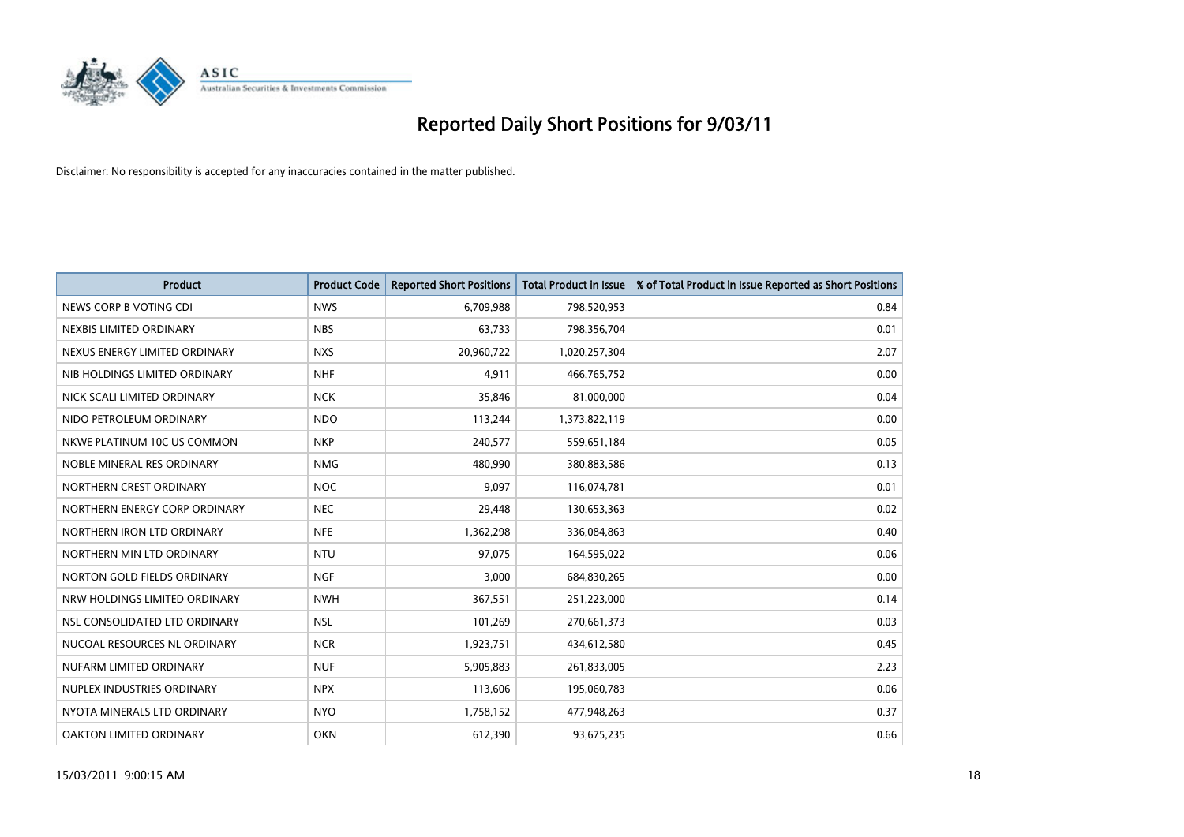# Reported Daily Short Positions for 9/03/11

Disclaimer: No responsibility is accepted for any inaccuracies contained in the matter published.

| Product | Product Code | Reported Short Positions | Total Product in Issue | % of Total Product in Issue Reported as Short Positions |
|---|---|---|---|---|
| NEWS CORP B VOTING CDI | NWS | 6,709,988 | 798,520,953 | 0.84 |
| NEXBIS LIMITED ORDINARY | NBS | 63,733 | 798,356,704 | 0.01 |
| NEXUS ENERGY LIMITED ORDINARY | NXS | 20,960,722 | 1,020,257,304 | 2.07 |
| NIB HOLDINGS LIMITED ORDINARY | NHF | 4,911 | 466,765,752 | 0.00 |
| NICK SCALI LIMITED ORDINARY | NCK | 35,846 | 81,000,000 | 0.04 |
| NIDO PETROLEUM ORDINARY | NDO | 113,244 | 1,373,822,119 | 0.00 |
| NKWE PLATINUM 10C US COMMON | NKP | 240,577 | 559,651,184 | 0.05 |
| NOBLE MINERAL RES ORDINARY | NMG | 480,990 | 380,883,586 | 0.13 |
| NORTHERN CREST ORDINARY | NOC | 9,097 | 116,074,781 | 0.01 |
| NORTHERN ENERGY CORP ORDINARY | NEC | 29,448 | 130,653,363 | 0.02 |
| NORTHERN IRON LTD ORDINARY | NFE | 1,362,298 | 336,084,863 | 0.40 |
| NORTHERN MIN LTD ORDINARY | NTU | 97,075 | 164,595,022 | 0.06 |
| NORTON GOLD FIELDS ORDINARY | NGF | 3,000 | 684,830,265 | 0.00 |
| NRW HOLDINGS LIMITED ORDINARY | NWH | 367,551 | 251,223,000 | 0.14 |
| NSL CONSOLIDATED LTD ORDINARY | NSL | 101,269 | 270,661,373 | 0.03 |
| NUCOAL RESOURCES NL ORDINARY | NCR | 1,923,751 | 434,612,580 | 0.45 |
| NUFARM LIMITED ORDINARY | NUF | 5,905,883 | 261,833,005 | 2.23 |
| NUPLEX INDUSTRIES ORDINARY | NPX | 113,606 | 195,060,783 | 0.06 |
| NYOTA MINERALS LTD ORDINARY | NYO | 1,758,152 | 477,948,263 | 0.37 |
| OAKTON LIMITED ORDINARY | OKN | 612,390 | 93,675,235 | 0.66 |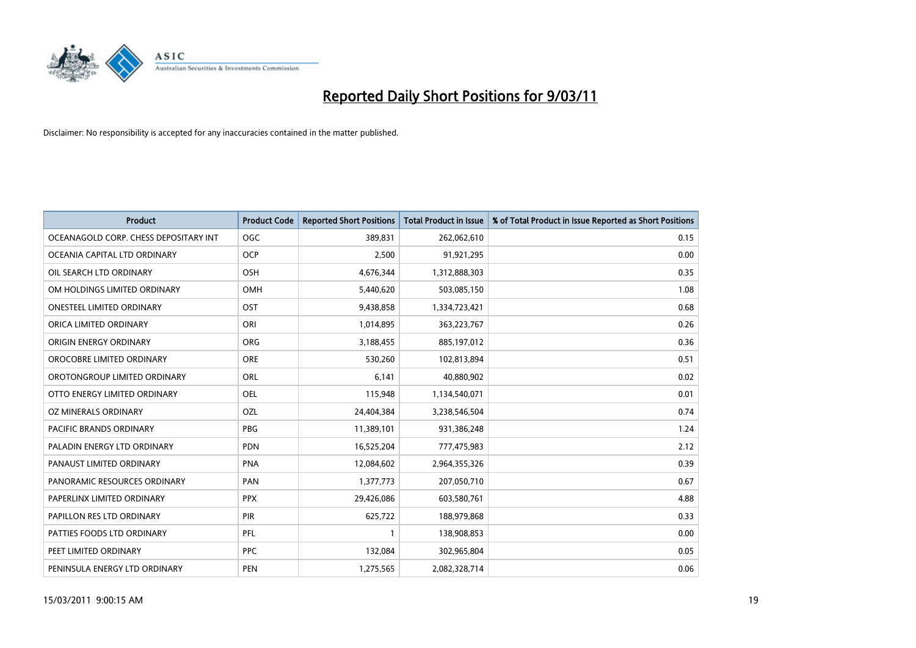# Reported Daily Short Positions for 9/03/11

Disclaimer: No responsibility is accepted for any inaccuracies contained in the matter published.

| Product | Product Code | Reported Short Positions | Total Product in Issue | % of Total Product in Issue Reported as Short Positions |
|---|---|---|---|---|
| OCEANAGOLD CORP. CHESS DEPOSITARY INT | OGC | 389,831 | 262,062,610 | 0.15 |
| OCEANIA CAPITAL LTD ORDINARY | OCP | 2,500 | 91,921,295 | 0.00 |
| OIL SEARCH LTD ORDINARY | OSH | 4,676,344 | 1,312,888,303 | 0.35 |
| OM HOLDINGS LIMITED ORDINARY | OMH | 5,440,620 | 503,085,150 | 1.08 |
| ONESTEEL LIMITED ORDINARY | OST | 9,438,858 | 1,334,723,421 | 0.68 |
| ORICA LIMITED ORDINARY | ORI | 1,014,895 | 363,223,767 | 0.26 |
| ORIGIN ENERGY ORDINARY | ORG | 3,188,455 | 885,197,012 | 0.36 |
| OROCOBRE LIMITED ORDINARY | ORE | 530,260 | 102,813,894 | 0.51 |
| OROTONGROUP LIMITED ORDINARY | ORL | 6,141 | 40,880,902 | 0.02 |
| OTTO ENERGY LIMITED ORDINARY | OEL | 115,948 | 1,134,540,071 | 0.01 |
| OZ MINERALS ORDINARY | OZL | 24,404,384 | 3,238,546,504 | 0.74 |
| PACIFIC BRANDS ORDINARY | PBG | 11,389,101 | 931,386,248 | 1.24 |
| PALADIN ENERGY LTD ORDINARY | PDN | 16,525,204 | 777,475,983 | 2.12 |
| PANAUST LIMITED ORDINARY | PNA | 12,084,602 | 2,964,355,326 | 0.39 |
| PANORAMIC RESOURCES ORDINARY | PAN | 1,377,773 | 207,050,710 | 0.67 |
| PAPERLINX LIMITED ORDINARY | PPX | 29,426,086 | 603,580,761 | 4.88 |
| PAPILLON RES LTD ORDINARY | PIR | 625,722 | 188,979,868 | 0.33 |
| PATTIES FOODS LTD ORDINARY | PFL | 1 | 138,908,853 | 0.00 |
| PEET LIMITED ORDINARY | PPC | 132,084 | 302,965,804 | 0.05 |
| PENINSULA ENERGY LTD ORDINARY | PEN | 1,275,565 | 2,082,328,714 | 0.06 |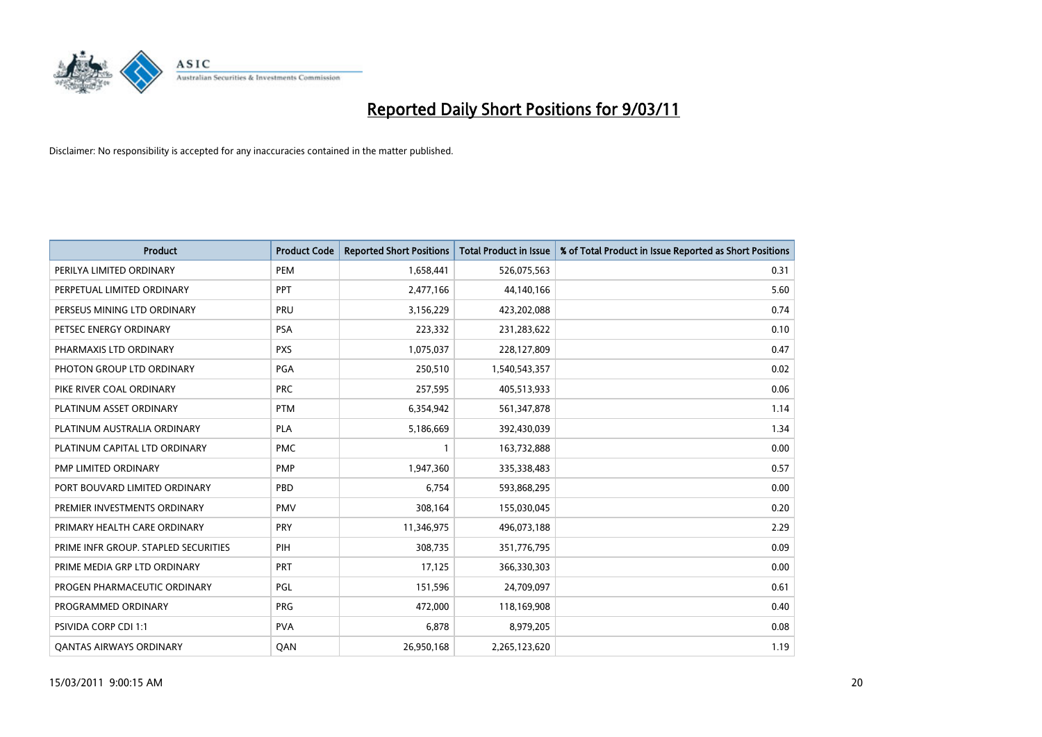# Reported Daily Short Positions for 9/03/11

Disclaimer: No responsibility is accepted for any inaccuracies contained in the matter published.

| Product | Product Code | Reported Short Positions | Total Product in Issue | % of Total Product in Issue Reported as Short Positions |
|---|---|---|---|---|
| PERILYA LIMITED ORDINARY | PEM | 1,658,441 | 526,075,563 | 0.31 |
| PERPETUAL LIMITED ORDINARY | PPT | 2,477,166 | 44,140,166 | 5.60 |
| PERSEUS MINING LTD ORDINARY | PRU | 3,156,229 | 423,202,088 | 0.74 |
| PETSEC ENERGY ORDINARY | PSA | 223,332 | 231,283,622 | 0.10 |
| PHARMAXIS LTD ORDINARY | PXS | 1,075,037 | 228,127,809 | 0.47 |
| PHOTON GROUP LTD ORDINARY | PGA | 250,510 | 1,540,543,357 | 0.02 |
| PIKE RIVER COAL ORDINARY | PRC | 257,595 | 405,513,933 | 0.06 |
| PLATINUM ASSET ORDINARY | PTM | 6,354,942 | 561,347,878 | 1.14 |
| PLATINUM AUSTRALIA ORDINARY | PLA | 5,186,669 | 392,430,039 | 1.34 |
| PLATINUM CAPITAL LTD ORDINARY | PMC | 1 | 163,732,888 | 0.00 |
| PMP LIMITED ORDINARY | PMP | 1,947,360 | 335,338,483 | 0.57 |
| PORT BOUVARD LIMITED ORDINARY | PBD | 6,754 | 593,868,295 | 0.00 |
| PREMIER INVESTMENTS ORDINARY | PMV | 308,164 | 155,030,045 | 0.20 |
| PRIMARY HEALTH CARE ORDINARY | PRY | 11,346,975 | 496,073,188 | 2.29 |
| PRIME INFR GROUP. STAPLED SECURITIES | PIH | 308,735 | 351,776,795 | 0.09 |
| PRIME MEDIA GRP LTD ORDINARY | PRT | 17,125 | 366,330,303 | 0.00 |
| PROGEN PHARMACEUTIC ORDINARY | PGL | 151,596 | 24,709,097 | 0.61 |
| PROGRAMMED ORDINARY | PRG | 472,000 | 118,169,908 | 0.40 |
| PSIVIDA CORP CDI 1:1 | PVA | 6,878 | 8,979,205 | 0.08 |
| QANTAS AIRWAYS ORDINARY | QAN | 26,950,168 | 2,265,123,620 | 1.19 |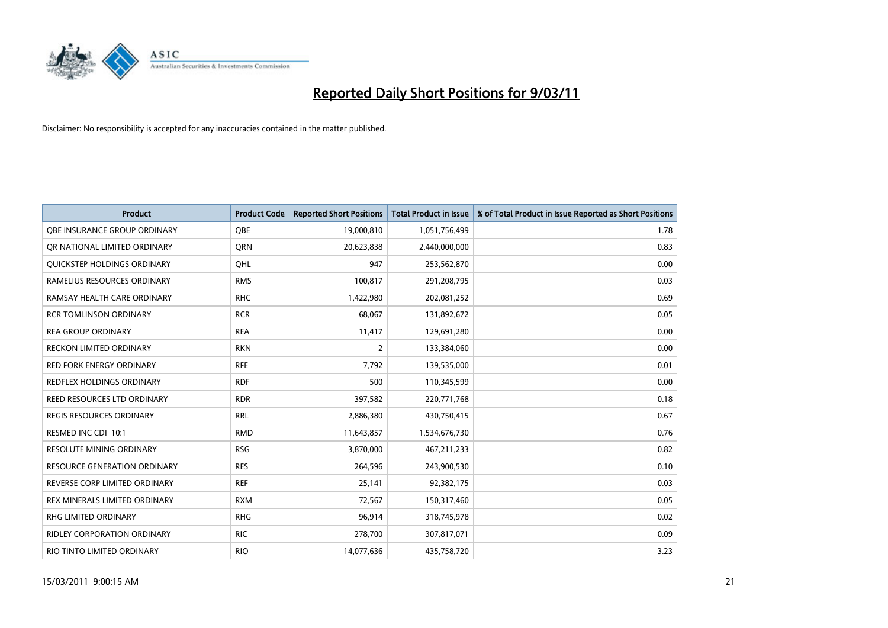# Reported Daily Short Positions for 9/03/11

Disclaimer: No responsibility is accepted for any inaccuracies contained in the matter published.

| Product | Product Code | Reported Short Positions | Total Product in Issue | % of Total Product in Issue Reported as Short Positions |
|---|---|---|---|---|
| QBE INSURANCE GROUP ORDINARY | QBE | 19,000,810 | 1,051,756,499 | 1.78 |
| QR NATIONAL LIMITED ORDINARY | QRN | 20,623,838 | 2,440,000,000 | 0.83 |
| QUICKSTEP HOLDINGS ORDINARY | QHL | 947 | 253,562,870 | 0.00 |
| RAMELIUS RESOURCES ORDINARY | RMS | 100,817 | 291,208,795 | 0.03 |
| RAMSAY HEALTH CARE ORDINARY | RHC | 1,422,980 | 202,081,252 | 0.69 |
| RCR TOMLINSON ORDINARY | RCR | 68,067 | 131,892,672 | 0.05 |
| REA GROUP ORDINARY | REA | 11,417 | 129,691,280 | 0.00 |
| RECKON LIMITED ORDINARY | RKN | 2 | 133,384,060 | 0.00 |
| RED FORK ENERGY ORDINARY | RFE | 7,792 | 139,535,000 | 0.01 |
| REDFLEX HOLDINGS ORDINARY | RDF | 500 | 110,345,599 | 0.00 |
| REED RESOURCES LTD ORDINARY | RDR | 397,582 | 220,771,768 | 0.18 |
| REGIS RESOURCES ORDINARY | RRL | 2,886,380 | 430,750,415 | 0.67 |
| RESMED INC CDI 10:1 | RMD | 11,643,857 | 1,534,676,730 | 0.76 |
| RESOLUTE MINING ORDINARY | RSG | 3,870,000 | 467,211,233 | 0.82 |
| RESOURCE GENERATION ORDINARY | RES | 264,596 | 243,900,530 | 0.10 |
| REVERSE CORP LIMITED ORDINARY | REF | 25,141 | 92,382,175 | 0.03 |
| REX MINERALS LIMITED ORDINARY | RXM | 72,567 | 150,317,460 | 0.05 |
| RHG LIMITED ORDINARY | RHG | 96,914 | 318,745,978 | 0.02 |
| RIDLEY CORPORATION ORDINARY | RIC | 278,700 | 307,817,071 | 0.09 |
| RIO TINTO LIMITED ORDINARY | RIO | 14,077,636 | 435,758,720 | 3.23 |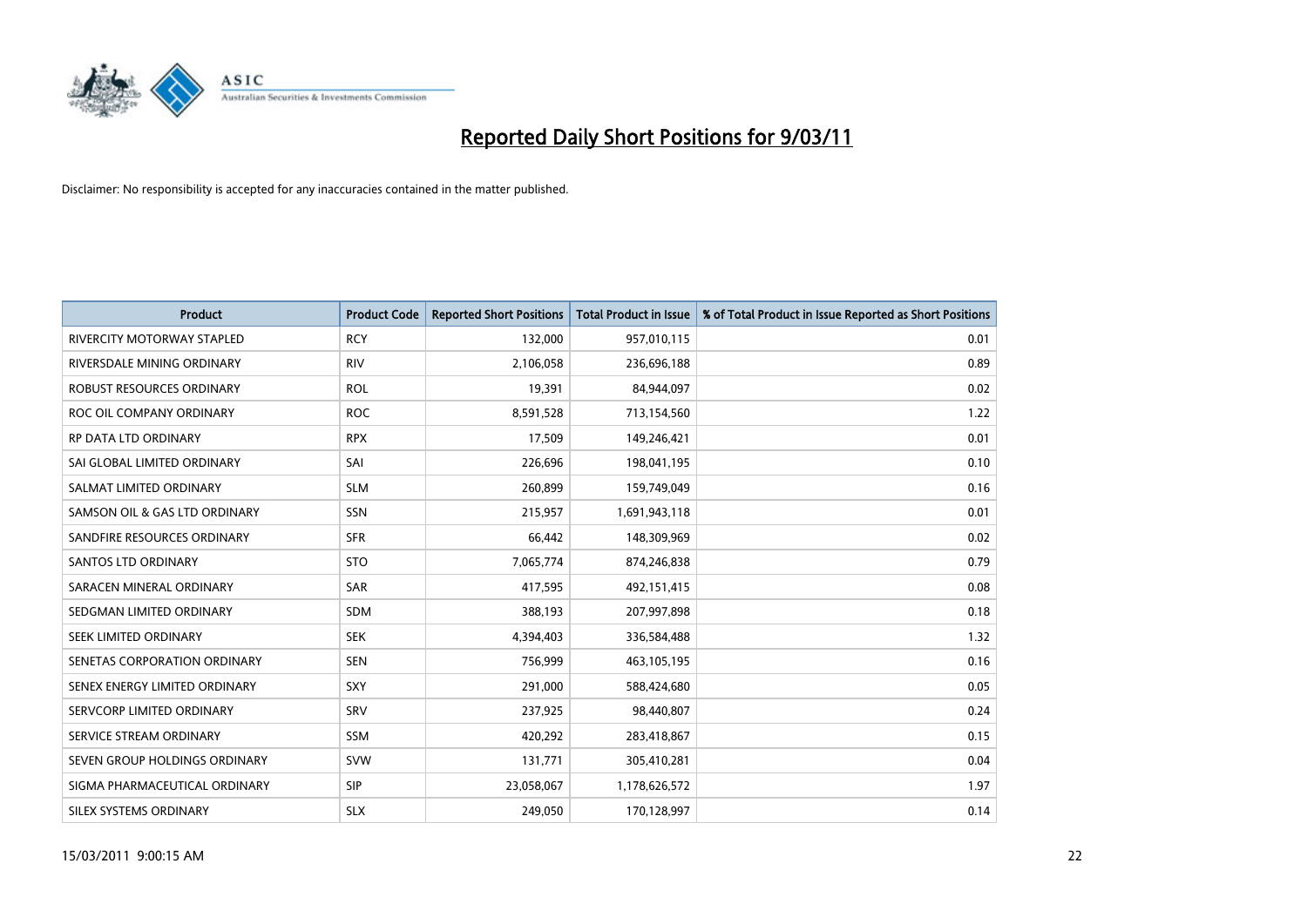# Reported Daily Short Positions for 9/03/11

Disclaimer: No responsibility is accepted for any inaccuracies contained in the matter published.

| Product | Product Code | Reported Short Positions | Total Product in Issue | % of Total Product in Issue Reported as Short Positions |
|---|---|---|---|---|
| RIVERCITY MOTORWAY STAPLED | RCY | 132,000 | 957,010,115 | 0.01 |
| RIVERSDALE MINING ORDINARY | RIV | 2,106,058 | 236,696,188 | 0.89 |
| ROBUST RESOURCES ORDINARY | ROL | 19,391 | 84,944,097 | 0.02 |
| ROC OIL COMPANY ORDINARY | ROC | 8,591,528 | 713,154,560 | 1.22 |
| RP DATA LTD ORDINARY | RPX | 17,509 | 149,246,421 | 0.01 |
| SAI GLOBAL LIMITED ORDINARY | SAI | 226,696 | 198,041,195 | 0.10 |
| SALMAT LIMITED ORDINARY | SLM | 260,899 | 159,749,049 | 0.16 |
| SAMSON OIL & GAS LTD ORDINARY | SSN | 215,957 | 1,691,943,118 | 0.01 |
| SANDFIRE RESOURCES ORDINARY | SFR | 66,442 | 148,309,969 | 0.02 |
| SANTOS LTD ORDINARY | STO | 7,065,774 | 874,246,838 | 0.79 |
| SARACEN MINERAL ORDINARY | SAR | 417,595 | 492,151,415 | 0.08 |
| SEDGMAN LIMITED ORDINARY | SDM | 388,193 | 207,997,898 | 0.18 |
| SEEK LIMITED ORDINARY | SEK | 4,394,403 | 336,584,488 | 1.32 |
| SENETAS CORPORATION ORDINARY | SEN | 756,999 | 463,105,195 | 0.16 |
| SENEX ENERGY LIMITED ORDINARY | SXY | 291,000 | 588,424,680 | 0.05 |
| SERVCORP LIMITED ORDINARY | SRV | 237,925 | 98,440,807 | 0.24 |
| SERVICE STREAM ORDINARY | SSM | 420,292 | 283,418,867 | 0.15 |
| SEVEN GROUP HOLDINGS ORDINARY | SVW | 131,771 | 305,410,281 | 0.04 |
| SIGMA PHARMACEUTICAL ORDINARY | SIP | 23,058,067 | 1,178,626,572 | 1.97 |
| SILEX SYSTEMS ORDINARY | SLX | 249,050 | 170,128,997 | 0.14 |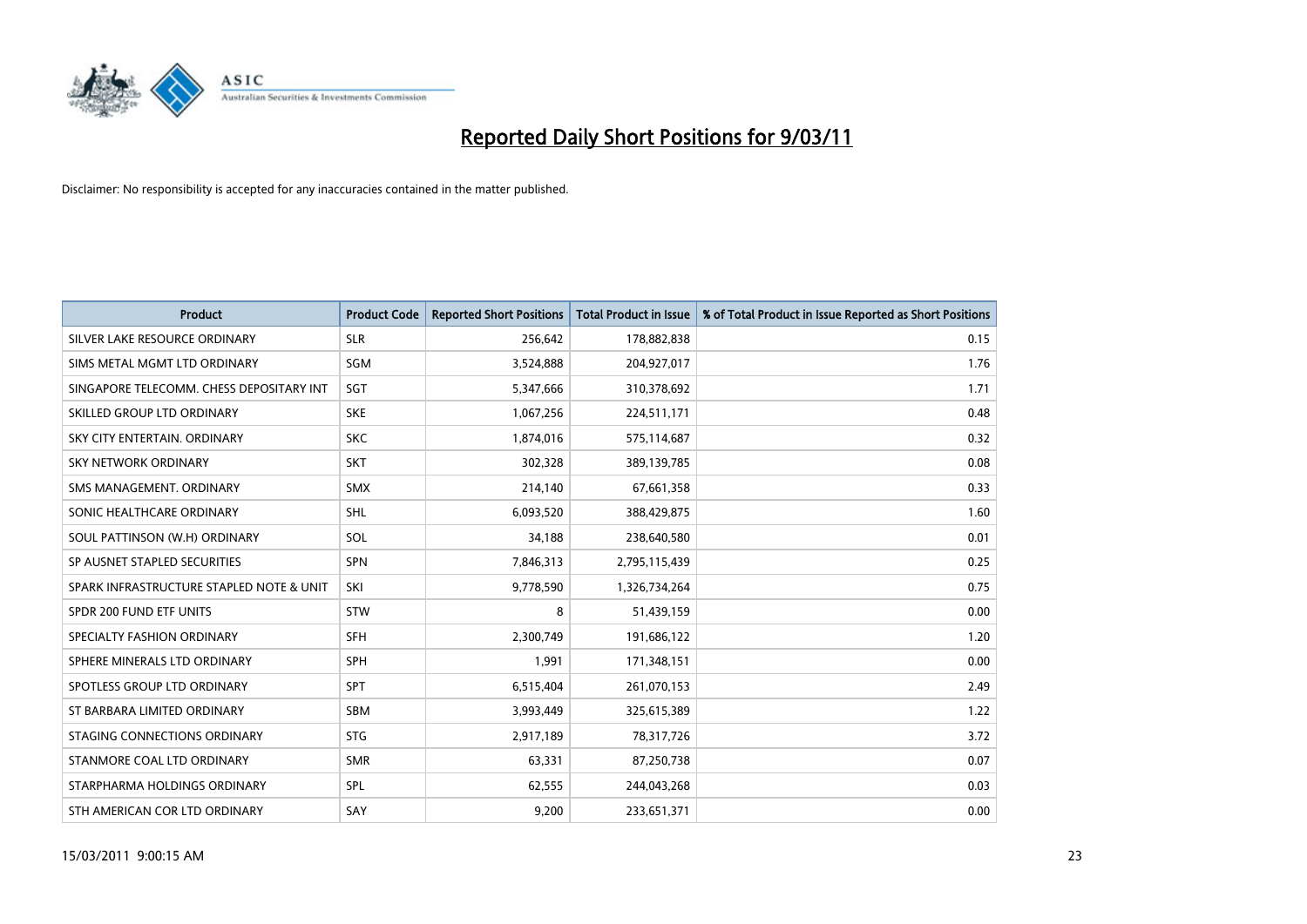# Reported Daily Short Positions for 9/03/11

Disclaimer: No responsibility is accepted for any inaccuracies contained in the matter published.

| Product | Product Code | Reported Short Positions | Total Product in Issue | % of Total Product in Issue Reported as Short Positions |
|---|---|---|---|---|
| SILVER LAKE RESOURCE ORDINARY | SLR | 256,642 | 178,882,838 | 0.15 |
| SIMS METAL MGMT LTD ORDINARY | SGM | 3,524,888 | 204,927,017 | 1.76 |
| SINGAPORE TELECOMM. CHESS DEPOSITARY INT | SGT | 5,347,666 | 310,378,692 | 1.71 |
| SKILLED GROUP LTD ORDINARY | SKE | 1,067,256 | 224,511,171 | 0.48 |
| SKY CITY ENTERTAIN. ORDINARY | SKC | 1,874,016 | 575,114,687 | 0.32 |
| SKY NETWORK ORDINARY | SKT | 302,328 | 389,139,785 | 0.08 |
| SMS MANAGEMENT. ORDINARY | SMX | 214,140 | 67,661,358 | 0.33 |
| SONIC HEALTHCARE ORDINARY | SHL | 6,093,520 | 388,429,875 | 1.60 |
| SOUL PATTINSON (W.H) ORDINARY | SOL | 34,188 | 238,640,580 | 0.01 |
| SP AUSNET STAPLED SECURITIES | SPN | 7,846,313 | 2,795,115,439 | 0.25 |
| SPARK INFRASTRUCTURE STAPLED NOTE & UNIT | SKI | 9,778,590 | 1,326,734,264 | 0.75 |
| SPDR 200 FUND ETF UNITS | STW | 8 | 51,439,159 | 0.00 |
| SPECIALTY FASHION ORDINARY | SFH | 2,300,749 | 191,686,122 | 1.20 |
| SPHERE MINERALS LTD ORDINARY | SPH | 1,991 | 171,348,151 | 0.00 |
| SPOTLESS GROUP LTD ORDINARY | SPT | 6,515,404 | 261,070,153 | 2.49 |
| ST BARBARA LIMITED ORDINARY | SBM | 3,993,449 | 325,615,389 | 1.22 |
| STAGING CONNECTIONS ORDINARY | STG | 2,917,189 | 78,317,726 | 3.72 |
| STANMORE COAL LTD ORDINARY | SMR | 63,331 | 87,250,738 | 0.07 |
| STARPHARMA HOLDINGS ORDINARY | SPL | 62,555 | 244,043,268 | 0.03 |
| STH AMERICAN COR LTD ORDINARY | SAY | 9,200 | 233,651,371 | 0.00 |

15/03/2011 9:00:15 AM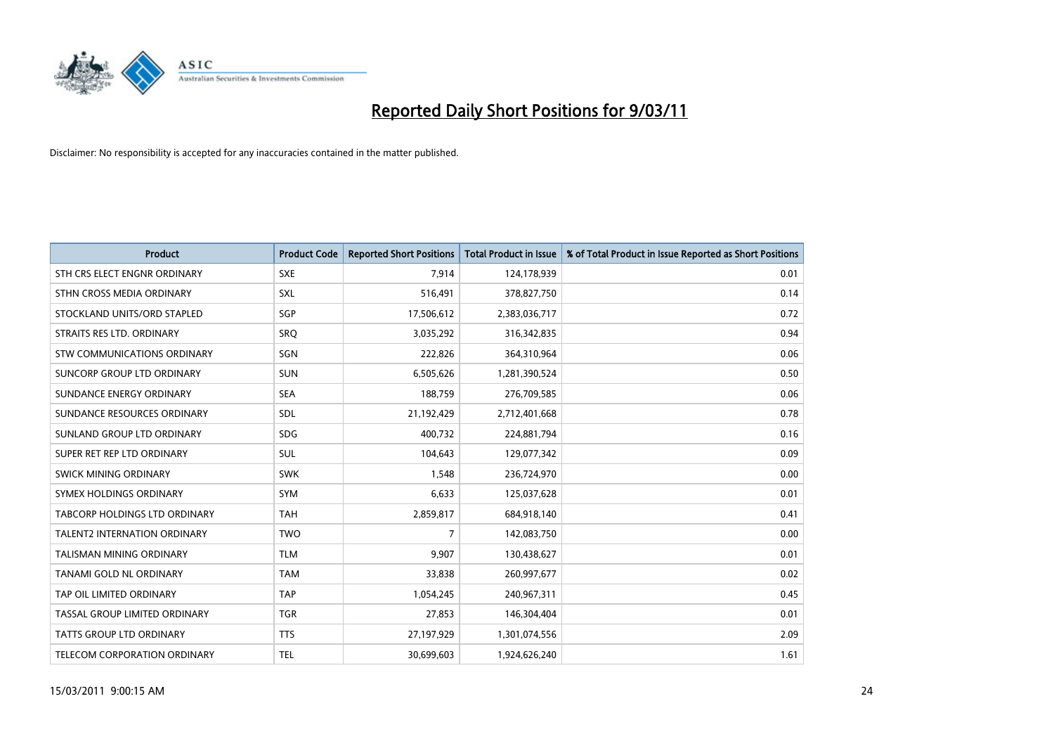# Reported Daily Short Positions for 9/03/11

Disclaimer: No responsibility is accepted for any inaccuracies contained in the matter published.

| Product | Product Code | Reported Short Positions | Total Product in Issue | % of Total Product in Issue Reported as Short Positions |
|---|---|---|---|---|
| STH CRS ELECT ENGNR ORDINARY | SXE | 7,914 | 124,178,939 | 0.01 |
| STHN CROSS MEDIA ORDINARY | SXL | 516,491 | 378,827,750 | 0.14 |
| STOCKLAND UNITS/ORD STAPLED | SGP | 17,506,612 | 2,383,036,717 | 0.72 |
| STRAITS RES LTD. ORDINARY | SRQ | 3,035,292 | 316,342,835 | 0.94 |
| STW COMMUNICATIONS ORDINARY | SGN | 222,826 | 364,310,964 | 0.06 |
| SUNCORP GROUP LTD ORDINARY | SUN | 6,505,626 | 1,281,390,524 | 0.50 |
| SUNDANCE ENERGY ORDINARY | SEA | 188,759 | 276,709,585 | 0.06 |
| SUNDANCE RESOURCES ORDINARY | SDL | 21,192,429 | 2,712,401,668 | 0.78 |
| SUNLAND GROUP LTD ORDINARY | SDG | 400,732 | 224,881,794 | 0.16 |
| SUPER RET REP LTD ORDINARY | SUL | 104,643 | 129,077,342 | 0.09 |
| SWICK MINING ORDINARY | SWK | 1,548 | 236,724,970 | 0.00 |
| SYMEX HOLDINGS ORDINARY | SYM | 6,633 | 125,037,628 | 0.01 |
| TABCORP HOLDINGS LTD ORDINARY | TAH | 2,859,817 | 684,918,140 | 0.41 |
| TALENT2 INTERNATION ORDINARY | TWO | 7 | 142,083,750 | 0.00 |
| TALISMAN MINING ORDINARY | TLM | 9,907 | 130,438,627 | 0.01 |
| TANAMI GOLD NL ORDINARY | TAM | 33,838 | 260,997,677 | 0.02 |
| TAP OIL LIMITED ORDINARY | TAP | 1,054,245 | 240,967,311 | 0.45 |
| TASSAL GROUP LIMITED ORDINARY | TGR | 27,853 | 146,304,404 | 0.01 |
| TATTS GROUP LTD ORDINARY | TTS | 27,197,929 | 1,301,074,556 | 2.09 |
| TELECOM CORPORATION ORDINARY | TEL | 30,699,603 | 1,924,626,240 | 1.61 |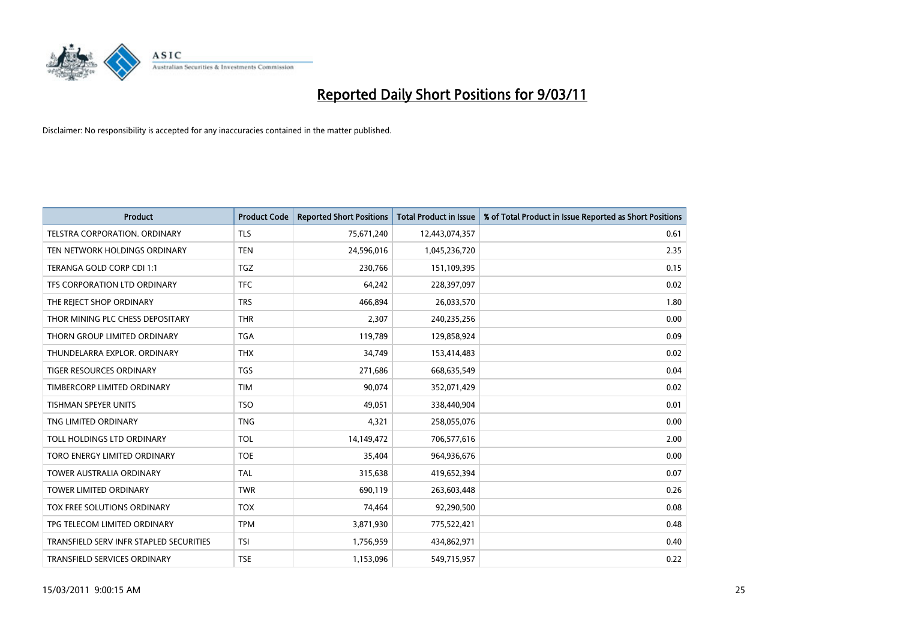# Reported Daily Short Positions for 9/03/11

Disclaimer: No responsibility is accepted for any inaccuracies contained in the matter published.

| Product | Product Code | Reported Short Positions | Total Product in Issue | % of Total Product in Issue Reported as Short Positions |
|---|---|---|---|---|
| TELSTRA CORPORATION. ORDINARY | TLS | 75,671,240 | 12,443,074,357 | 0.61 |
| TEN NETWORK HOLDINGS ORDINARY | TEN | 24,596,016 | 1,045,236,720 | 2.35 |
| TERANGA GOLD CORP CDI 1:1 | TGZ | 230,766 | 151,109,395 | 0.15 |
| TFS CORPORATION LTD ORDINARY | TFC | 64,242 | 228,397,097 | 0.02 |
| THE REJECT SHOP ORDINARY | TRS | 466,894 | 26,033,570 | 1.80 |
| THOR MINING PLC CHESS DEPOSITARY | THR | 2,307 | 240,235,256 | 0.00 |
| THORN GROUP LIMITED ORDINARY | TGA | 119,789 | 129,858,924 | 0.09 |
| THUNDELARRA EXPLOR. ORDINARY | THX | 34,749 | 153,414,483 | 0.02 |
| TIGER RESOURCES ORDINARY | TGS | 271,686 | 668,635,549 | 0.04 |
| TIMBERCORP LIMITED ORDINARY | TIM | 90,074 | 352,071,429 | 0.02 |
| TISHMAN SPEYER UNITS | TSO | 49,051 | 338,440,904 | 0.01 |
| TNG LIMITED ORDINARY | TNG | 4,321 | 258,055,076 | 0.00 |
| TOLL HOLDINGS LTD ORDINARY | TOL | 14,149,472 | 706,577,616 | 2.00 |
| TORO ENERGY LIMITED ORDINARY | TOE | 35,404 | 964,936,676 | 0.00 |
| TOWER AUSTRALIA ORDINARY | TAL | 315,638 | 419,652,394 | 0.07 |
| TOWER LIMITED ORDINARY | TWR | 690,119 | 263,603,448 | 0.26 |
| TOX FREE SOLUTIONS ORDINARY | TOX | 74,464 | 92,290,500 | 0.08 |
| TPG TELECOM LIMITED ORDINARY | TPM | 3,871,930 | 775,522,421 | 0.48 |
| TRANSFIELD SERV INFR STAPLED SECURITIES | TSI | 1,756,959 | 434,862,971 | 0.40 |
| TRANSFIELD SERVICES ORDINARY | TSE | 1,153,096 | 549,715,957 | 0.22 |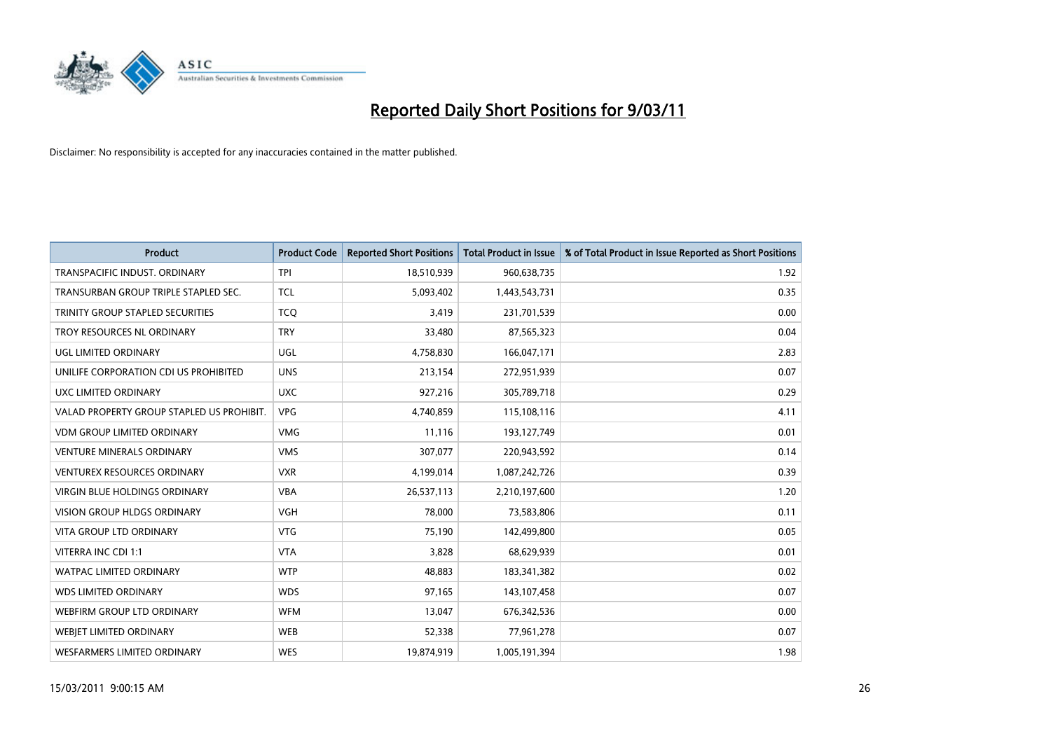# Reported Daily Short Positions for 9/03/11

Disclaimer: No responsibility is accepted for any inaccuracies contained in the matter published.

| Product | Product Code | Reported Short Positions | Total Product in Issue | % of Total Product in Issue Reported as Short Positions |
|---|---|---|---|---|
| TRANSPACIFIC INDUST. ORDINARY | TPI | 18,510,939 | 960,638,735 | 1.92 |
| TRANSURBAN GROUP TRIPLE STAPLED SEC. | TCL | 5,093,402 | 1,443,543,731 | 0.35 |
| TRINITY GROUP STAPLED SECURITIES | TCQ | 3,419 | 231,701,539 | 0.00 |
| TROY RESOURCES NL ORDINARY | TRY | 33,480 | 87,565,323 | 0.04 |
| UGL LIMITED ORDINARY | UGL | 4,758,830 | 166,047,171 | 2.83 |
| UNILIFE CORPORATION CDI US PROHIBITED | UNS | 213,154 | 272,951,939 | 0.07 |
| UXC LIMITED ORDINARY | UXC | 927,216 | 305,789,718 | 0.29 |
| VALAD PROPERTY GROUP STAPLED US PROHIBIT. | VPG | 4,740,859 | 115,108,116 | 4.11 |
| VDM GROUP LIMITED ORDINARY | VMG | 11,116 | 193,127,749 | 0.01 |
| VENTURE MINERALS ORDINARY | VMS | 307,077 | 220,943,592 | 0.14 |
| VENTUREX RESOURCES ORDINARY | VXR | 4,199,014 | 1,087,242,726 | 0.39 |
| VIRGIN BLUE HOLDINGS ORDINARY | VBA | 26,537,113 | 2,210,197,600 | 1.20 |
| VISION GROUP HLDGS ORDINARY | VGH | 78,000 | 73,583,806 | 0.11 |
| VITA GROUP LTD ORDINARY | VTG | 75,190 | 142,499,800 | 0.05 |
| VITERRA INC CDI 1:1 | VTA | 3,828 | 68,629,939 | 0.01 |
| WATPAC LIMITED ORDINARY | WTP | 48,883 | 183,341,382 | 0.02 |
| WDS LIMITED ORDINARY | WDS | 97,165 | 143,107,458 | 0.07 |
| WEBFIRM GROUP LTD ORDINARY | WFM | 13,047 | 676,342,536 | 0.00 |
| WEBJET LIMITED ORDINARY | WEB | 52,338 | 77,961,278 | 0.07 |
| WESFARMERS LIMITED ORDINARY | WES | 19,874,919 | 1,005,191,394 | 1.98 |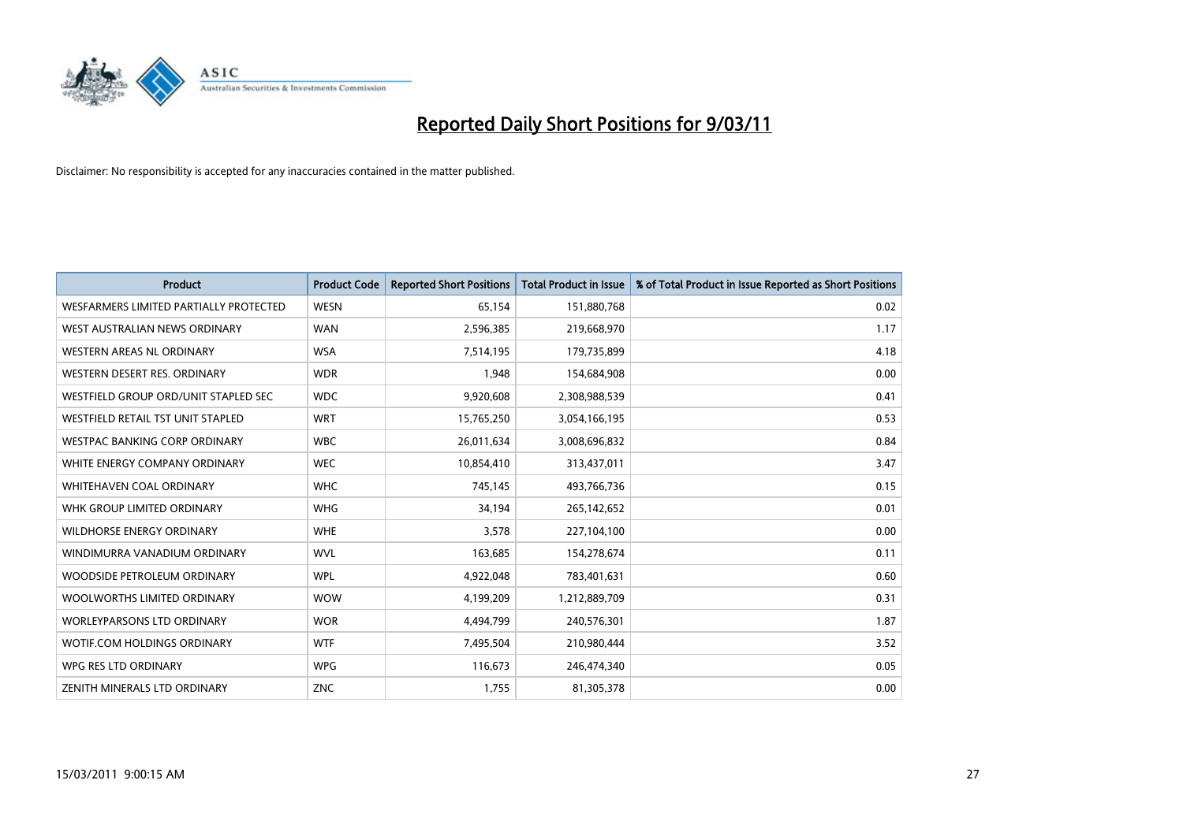# Reported Daily Short Positions for 9/03/11

Disclaimer: No responsibility is accepted for any inaccuracies contained in the matter published.

| Product | Product Code | Reported Short Positions | Total Product in Issue | % of Total Product in Issue Reported as Short Positions |
|---|---|---|---|---|
| WESFARMERS LIMITED PARTIALLY PROTECTED | WESN | 65,154 | 151,880,768 | 0.02 |
| WEST AUSTRALIAN NEWS ORDINARY | WAN | 2,596,385 | 219,668,970 | 1.17 |
| WESTERN AREAS NL ORDINARY | WSA | 7,514,195 | 179,735,899 | 4.18 |
| WESTERN DESERT RES. ORDINARY | WDR | 1,948 | 154,684,908 | 0.00 |
| WESTFIELD GROUP ORD/UNIT STAPLED SEC | WDC | 9,920,608 | 2,308,988,539 | 0.41 |
| WESTFIELD RETAIL TST UNIT STAPLED | WRT | 15,765,250 | 3,054,166,195 | 0.53 |
| WESTPAC BANKING CORP ORDINARY | WBC | 26,011,634 | 3,008,696,832 | 0.84 |
| WHITE ENERGY COMPANY ORDINARY | WEC | 10,854,410 | 313,437,011 | 3.47 |
| WHITEHAVEN COAL ORDINARY | WHC | 745,145 | 493,766,736 | 0.15 |
| WHK GROUP LIMITED ORDINARY | WHG | 34,194 | 265,142,652 | 0.01 |
| WILDHORSE ENERGY ORDINARY | WHE | 3,578 | 227,104,100 | 0.00 |
| WINDIMURRA VANADIUM ORDINARY | WVL | 163,685 | 154,278,674 | 0.11 |
| WOODSIDE PETROLEUM ORDINARY | WPL | 4,922,048 | 783,401,631 | 0.60 |
| WOOLWORTHS LIMITED ORDINARY | WOW | 4,199,209 | 1,212,889,709 | 0.31 |
| WORLEYPARSONS LTD ORDINARY | WOR | 4,494,799 | 240,576,301 | 1.87 |
| WOTIF.COM HOLDINGS ORDINARY | WTF | 7,495,504 | 210,980,444 | 3.52 |
| WPG RES LTD ORDINARY | WPG | 116,673 | 246,474,340 | 0.05 |
| ZENITH MINERALS LTD ORDINARY | ZNC | 1,755 | 81,305,378 | 0.00 |